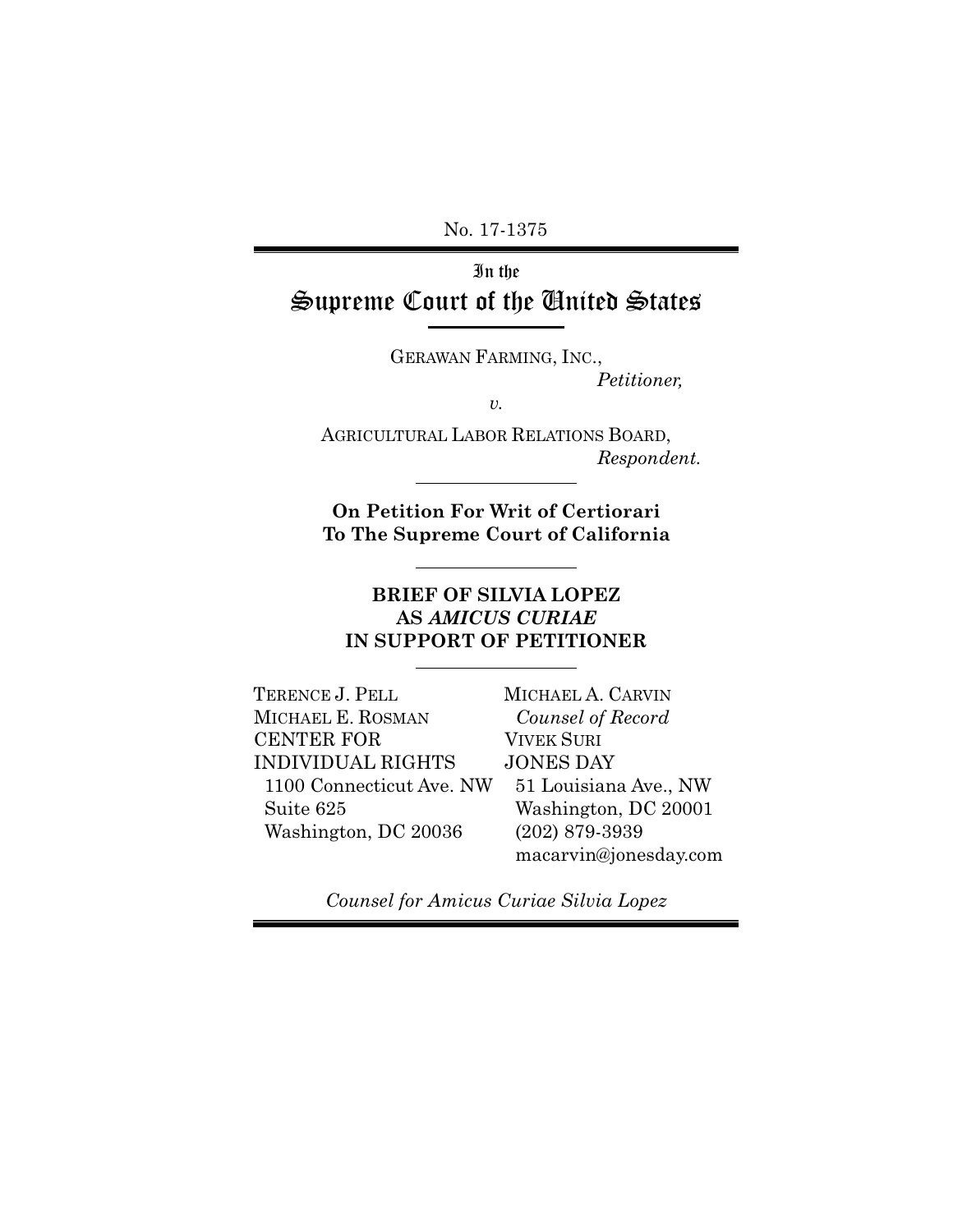No. 17-1375

# In the Supreme Court of the United States

GERAWAN FARMING, INC.,

*Petitioner,*

*v.*

AGRICULTURAL LABOR RELATIONS BOARD,

*Respondent.*

**On Petition For Writ of Certiorari To The Supreme Court of California**

**BRIEF OF SILVIA LOPEZ AS *AMICUS CURIAE* IN SUPPORT OF PETITIONER**

TERENCE J. PELL
MICHAEL E. ROSMAN
CENTER FOR INDIVIDUAL RIGHTS
1100 Connecticut Ave. NW
Suite 625
Washington, DC 20036

MICHAEL A. CARVIN
*Counsel of Record*
VIVEK SURI
JONES DAY
51 Louisiana Ave., NW
Washington, DC 20001
(202) 879-3939
macarvin@jonesday.com

*Counsel for Amicus Curiae Silvia Lopez*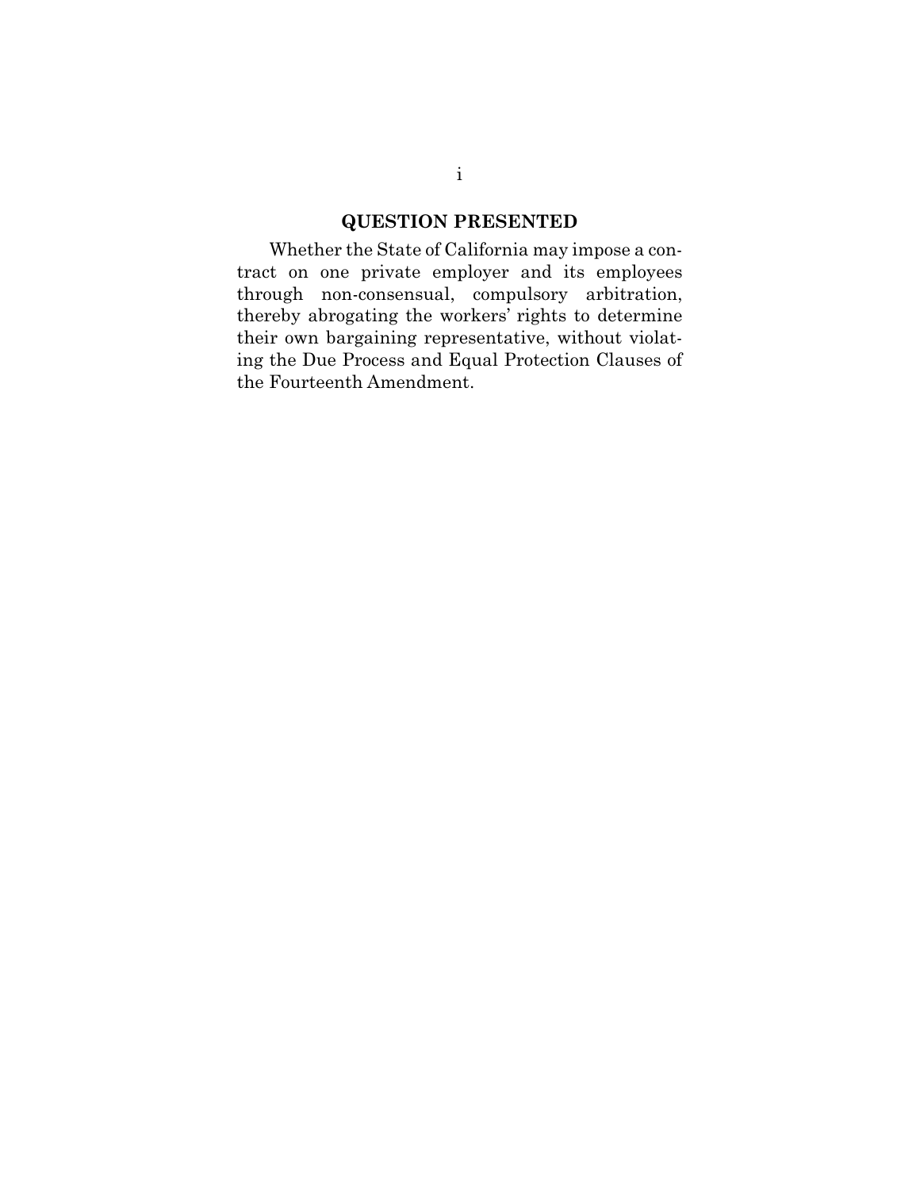## QUESTION PRESENTED

Whether the State of California may impose a contract on one private employer and its employees through non-consensual, compulsory arbitration, thereby abrogating the workers' rights to determine their own bargaining representative, without violating the Due Process and Equal Protection Clauses of the Fourteenth Amendment.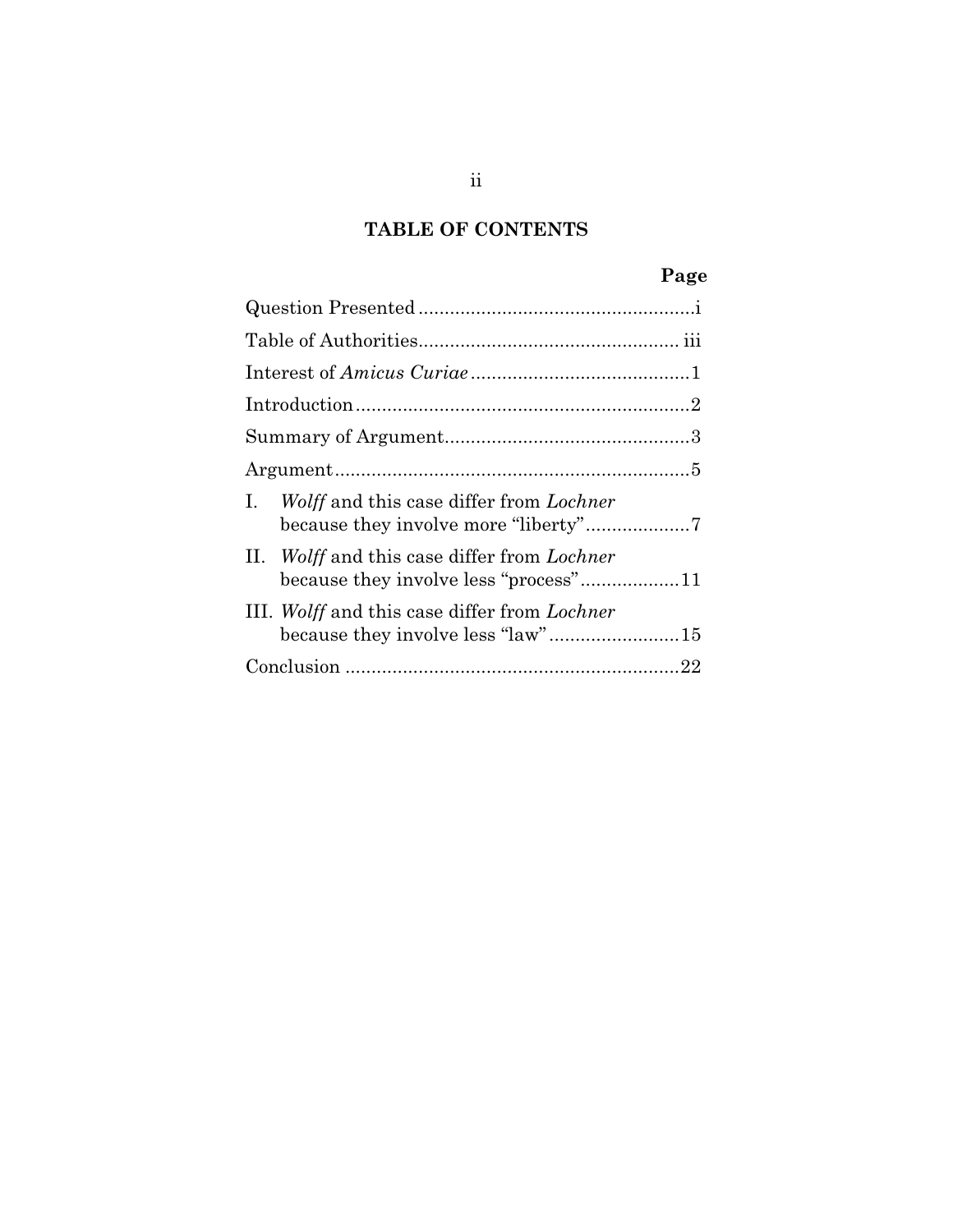## TABLE OF CONTENTS

| | Page |
|---|---|
| Question Presented | i |
| Table of Authorities | iii |
| Interest of *Amicus Curiae* | 1 |
| Introduction | 2 |
| Summary of Argument | 3 |
| Argument | 5 |
| I. *Wolff* and this case differ from *Lochner* because they involve more "liberty" | 7 |
| II. *Wolff* and this case differ from *Lochner* because they involve less "process" | 11 |
| III. *Wolff* and this case differ from *Lochner* because they involve less "law" | 15 |
| Conclusion | 22 |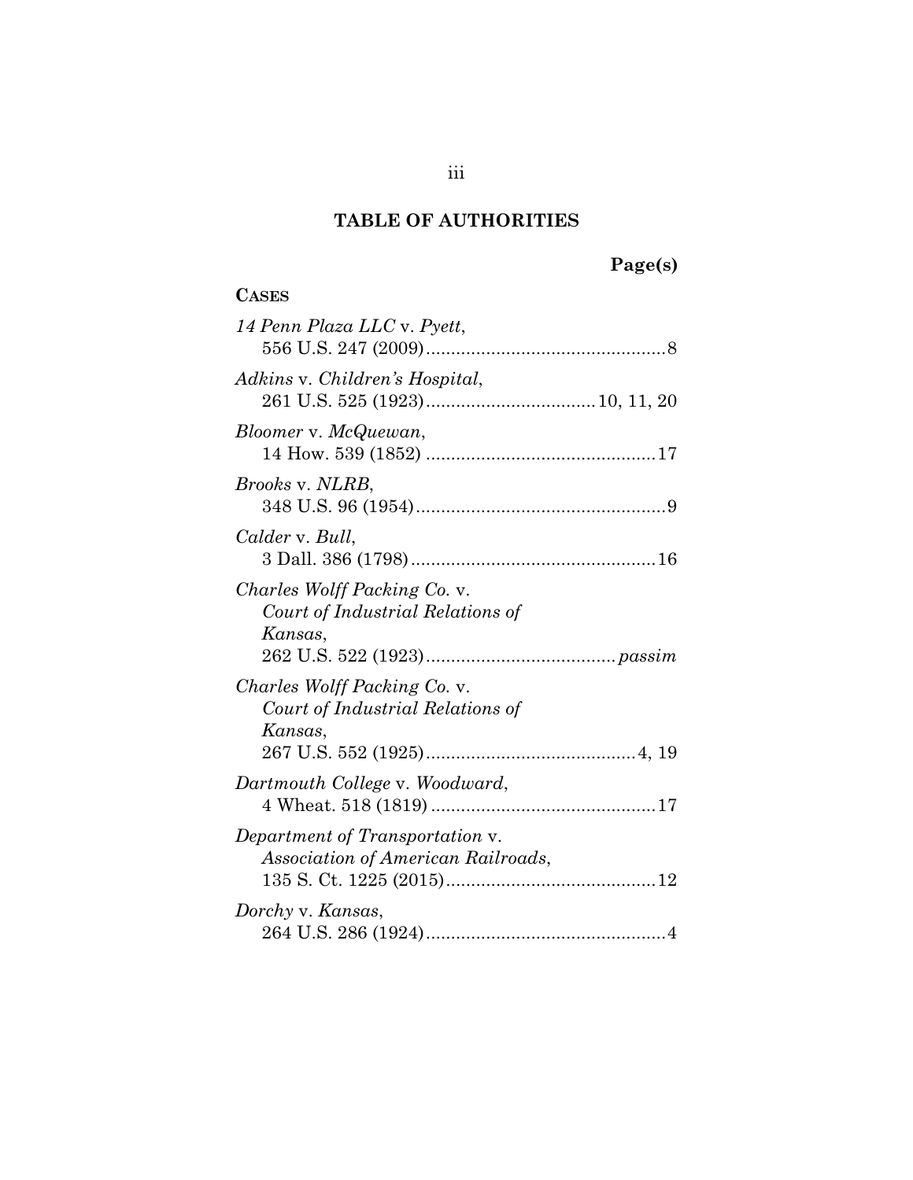# TABLE OF AUTHORITIES

**Page(s)**

**CASES**

*14 Penn Plaza LLC* v. *Pyett*,
556 U.S. 247 (2009)................................................8

*Adkins* v. *Children's Hospital*,
261 U.S. 525 (1923).................................10, 11, 20

*Bloomer* v. *McQuewan*,
14 How. 539 (1852) .............................................17

*Brooks* v. *NLRB*,
348 U.S. 96 (1954)..................................................9

*Calder* v. *Bull*,
3 Dall. 386 (1798).................................................16

*Charles Wolff Packing Co.* v. *Court of Industrial Relations of Kansas*,
262 U.S. 522 (1923)......................................*passim*

*Charles Wolff Packing Co.* v. *Court of Industrial Relations of Kansas*,
267 U.S. 552 (1925)..........................................4, 19

*Dartmouth College* v. *Woodward*,
4 Wheat. 518 (1819) ............................................17

*Department of Transportation* v. *Association of American Railroads*,
135 S. Ct. 1225 (2015)..........................................12

*Dorchy* v. *Kansas*,
264 U.S. 286 (1924)................................................4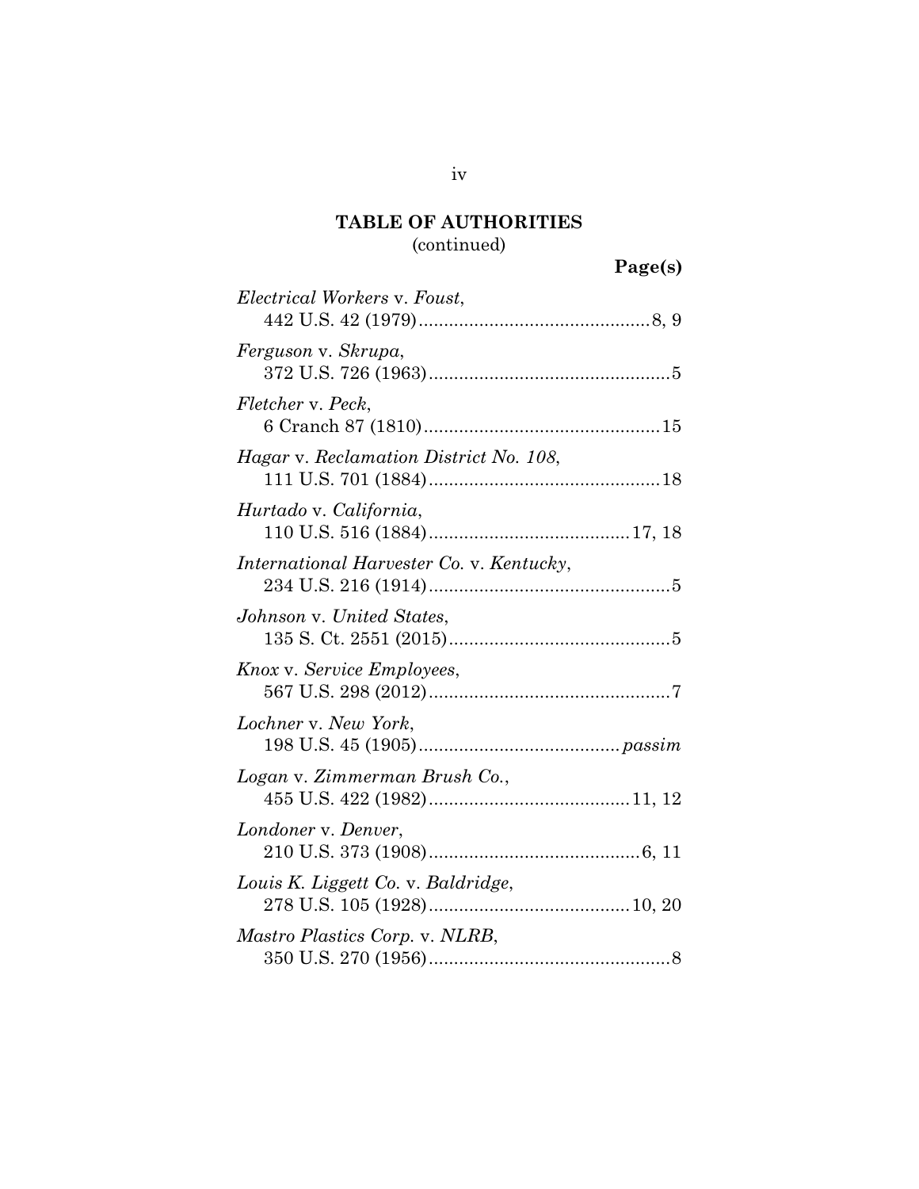## TABLE OF AUTHORITIES
(continued)

**Page(s)**

*Electrical Workers* v. *Foust*,
442 U.S. 42 (1979) .............................................. 8, 9

*Ferguson* v. *Skrupa*,
372 U.S. 726 (1963) ................................................ 5

*Fletcher* v. *Peck*,
6 Cranch 87 (1810) ............................................... 15

*Hagar* v. *Reclamation District No. 108*,
111 U.S. 701 (1884) .............................................. 18

*Hurtado* v. *California*,
110 U.S. 516 (1884) ........................................ 17, 18

*International Harvester Co.* v. *Kentucky*,
234 U.S. 216 (1914) ................................................ 5

*Johnson* v. *United States*,
135 S. Ct. 2551 (2015) ............................................ 5

*Knox* v. *Service Employees*,
567 U.S. 298 (2012) ................................................ 7

*Lochner* v. *New York*,
198 U.S. 45 (1905) ........................................ *passim*

*Logan* v. *Zimmerman Brush Co.*,
455 U.S. 422 (1982) ........................................ 11, 12

*Londoner* v. *Denver*,
210 U.S. 373 (1908) .......................................... 6, 11

*Louis K. Liggett Co.* v. *Baldridge*,
278 U.S. 105 (1928) ........................................ 10, 20

*Mastro Plastics Corp.* v. *NLRB*,
350 U.S. 270 (1956) ................................................ 8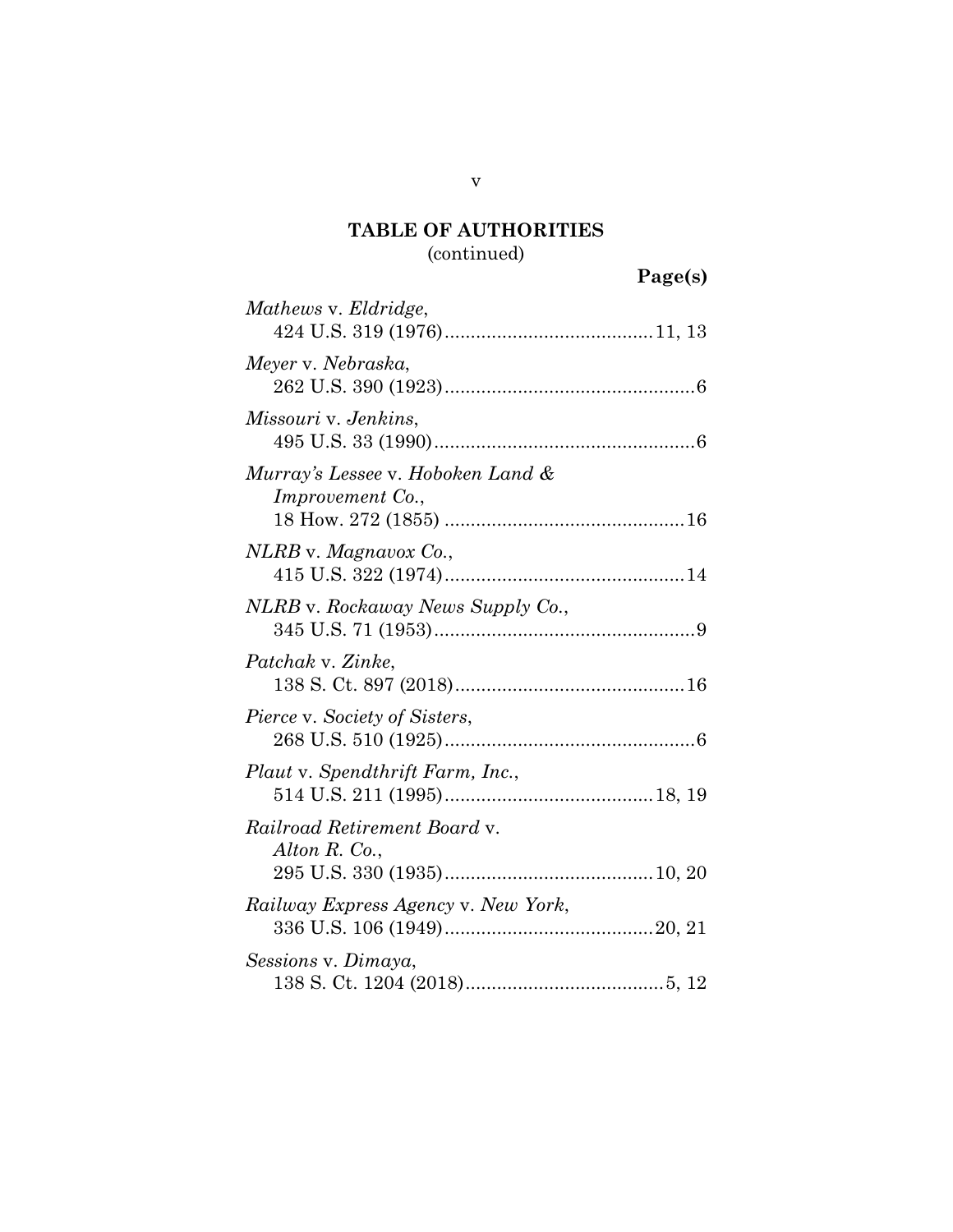**TABLE OF AUTHORITIES**
(continued)

**Page(s)**

*Mathews* v. *Eldridge*,
424 U.S. 319 (1976)........................................11, 13

*Meyer* v. *Nebraska*,
262 U.S. 390 (1923)................................................6

*Missouri* v. *Jenkins*,
495 U.S. 33 (1990)..................................................6

*Murray's Lessee* v. *Hoboken Land & Improvement Co.*,
18 How. 272 (1855) ..............................................16

*NLRB* v. *Magnavox Co.*,
415 U.S. 322 (1974)..............................................14

*NLRB* v. *Rockaway News Supply Co.*,
345 U.S. 71 (1953)..................................................9

*Patchak* v. *Zinke*,
138 S. Ct. 897 (2018)............................................16

*Pierce* v. *Society of Sisters*,
268 U.S. 510 (1925)................................................6

*Plaut* v. *Spendthrift Farm, Inc.*,
514 U.S. 211 (1995)........................................18, 19

*Railroad Retirement Board* v. *Alton R. Co.*,
295 U.S. 330 (1935)........................................10, 20

*Railway Express Agency* v. *New York*,
336 U.S. 106 (1949)........................................20, 21

*Sessions* v. *Dimaya*,
138 S. Ct. 1204 (2018)......................................5, 12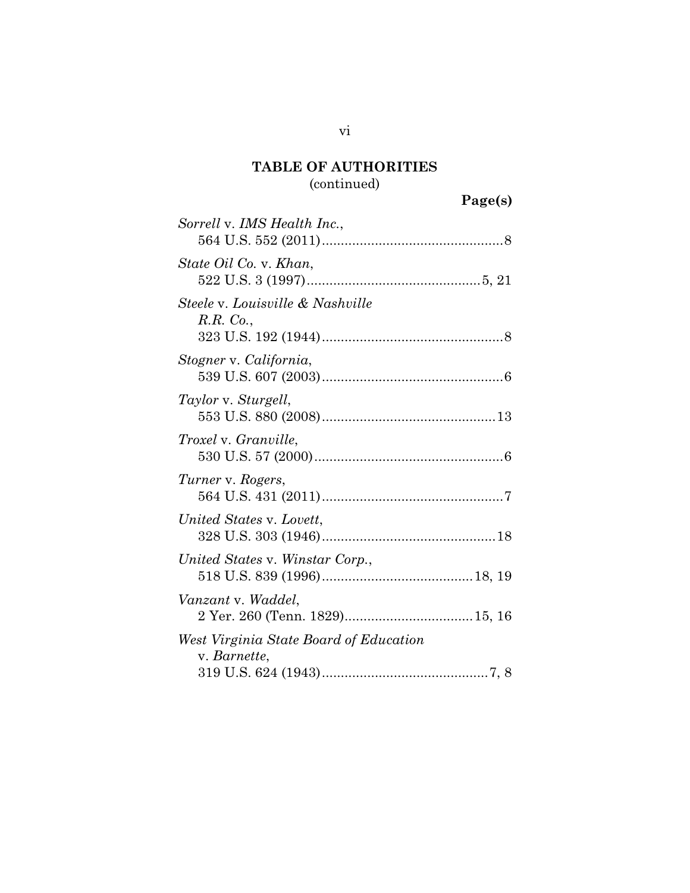**TABLE OF AUTHORITIES**
(continued)

**Page(s)**

*Sorrell* v. *IMS Health Inc.*,
564 U.S. 552 (2011) ................................................ 8

*State Oil Co.* v. *Khan*,
522 U.S. 3 (1997) .............................................. 5, 21

*Steele* v. *Louisville & Nashville R.R. Co.*,
323 U.S. 192 (1944) ................................................ 8

*Stogner* v. *California*,
539 U.S. 607 (2003) ................................................ 6

*Taylor* v. *Sturgell*,
553 U.S. 880 (2008) .............................................. 13

*Troxel* v. *Granville*,
530 U.S. 57 (2000) .................................................. 6

*Turner* v. *Rogers*,
564 U.S. 431 (2011) ................................................ 7

*United States* v. *Lovett*,
328 U.S. 303 (1946) .............................................. 18

*United States* v. *Winstar Corp.*,
518 U.S. 839 (1996) ........................................ 18, 19

*Vanzant* v. *Waddel*,
2 Yer. 260 (Tenn. 1829) .................................. 15, 16

*West Virginia State Board of Education* v. *Barnette*,
319 U.S. 624 (1943) ............................................ 7, 8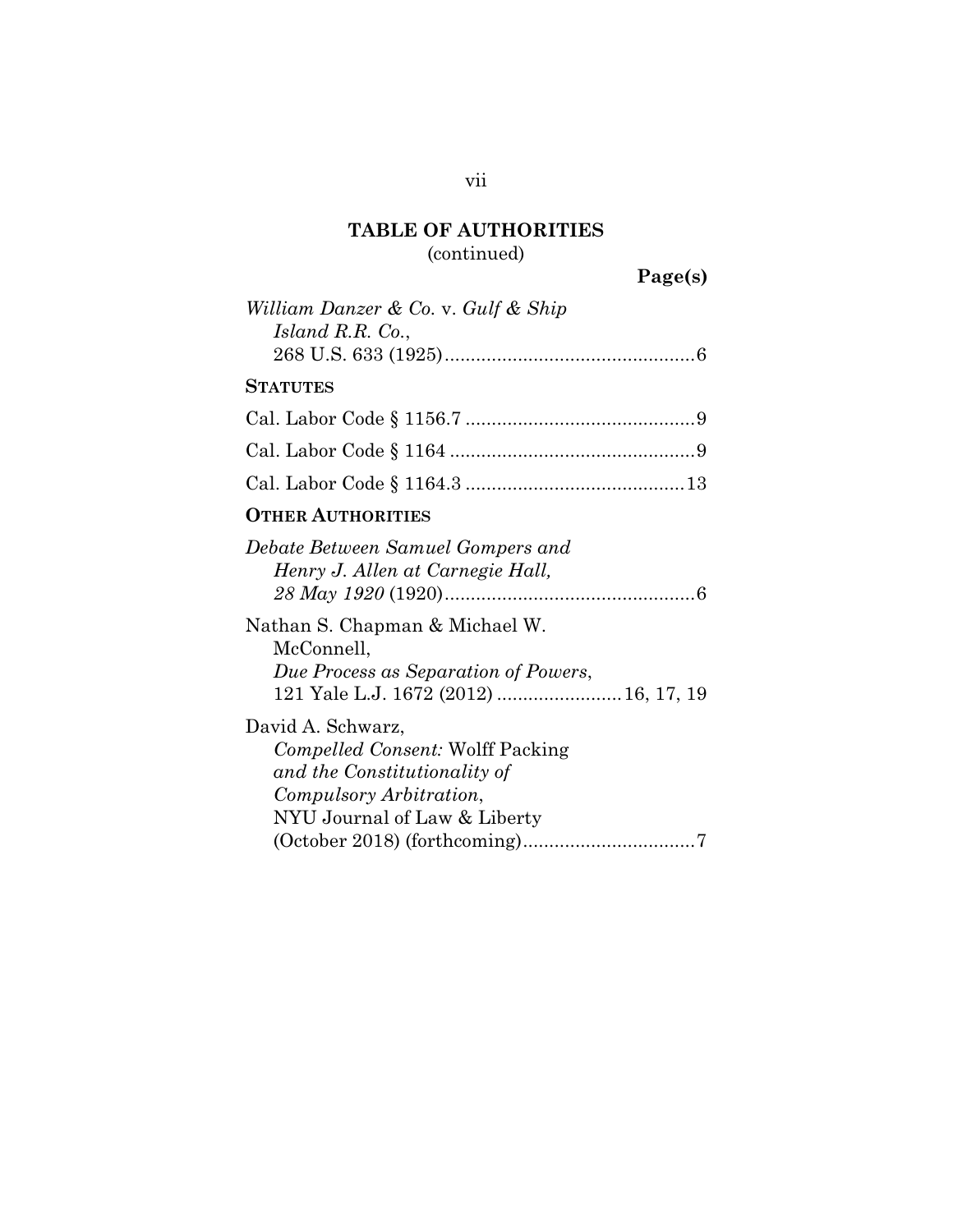## TABLE OF AUTHORITIES
(continued)

**Page(s)**

*William Danzer & Co.* v. *Gulf & Ship Island R.R. Co.*, 268 U.S. 633 (1925)................................................6

**STATUTES**

Cal. Labor Code § 1156.7 ............................................9

Cal. Labor Code § 1164 ...............................................9

Cal. Labor Code § 1164.3 ..........................................13

**OTHER AUTHORITIES**

*Debate Between Samuel Gompers and Henry J. Allen at Carnegie Hall, 28 May 1920* (1920)................................................6

Nathan S. Chapman & Michael W. McConnell, *Due Process as Separation of Powers*, 121 Yale L.J. 1672 (2012) ........................16, 17, 19

David A. Schwarz, *Compelled Consent:* Wolff Packing *and the Constitutionality of Compulsory Arbitration*, NYU Journal of Law & Liberty (October 2018) (forthcoming).................................7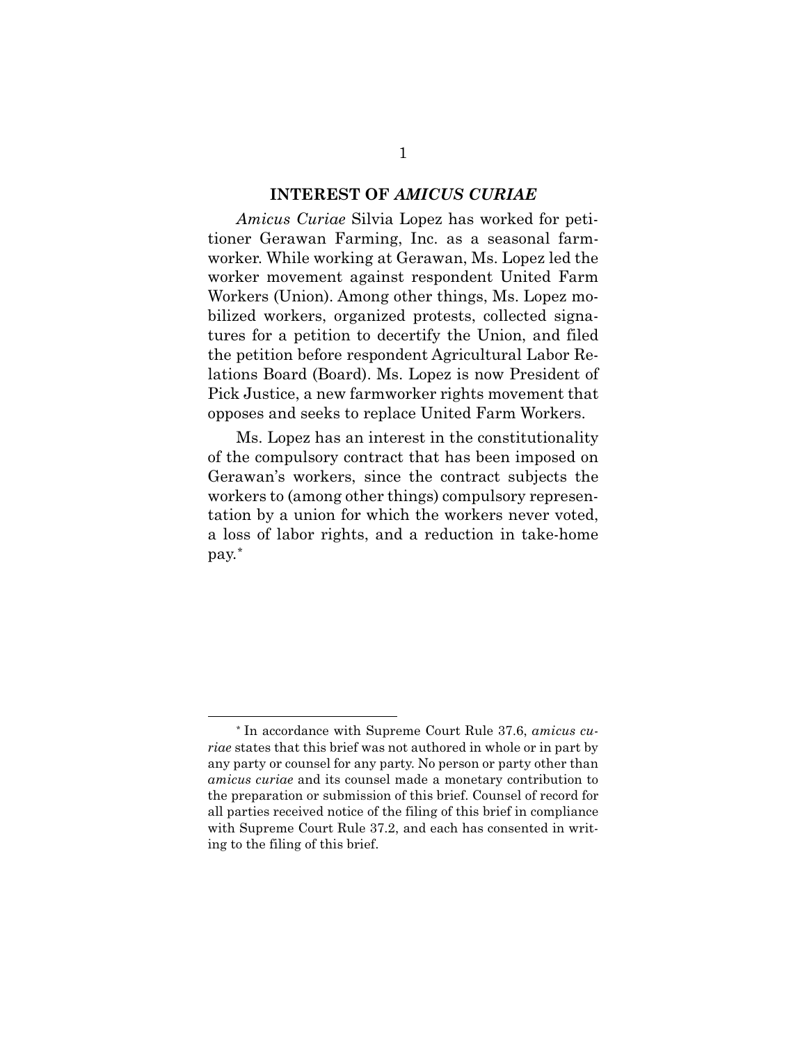## INTEREST OF *AMICUS CURIAE*

*Amicus Curiae* Silvia Lopez has worked for petitioner Gerawan Farming, Inc. as a seasonal farmworker. While working at Gerawan, Ms. Lopez led the worker movement against respondent United Farm Workers (Union). Among other things, Ms. Lopez mobilized workers, organized protests, collected signatures for a petition to decertify the Union, and filed the petition before respondent Agricultural Labor Relations Board (Board). Ms. Lopez is now President of Pick Justice, a new farmworker rights movement that opposes and seeks to replace United Farm Workers.

Ms. Lopez has an interest in the constitutionality of the compulsory contract that has been imposed on Gerawan's workers, since the contract subjects the workers to (among other things) compulsory representation by a union for which the workers never voted, a loss of labor rights, and a reduction in take-home pay.*

---

* In accordance with Supreme Court Rule 37.6, *amicus curiae* states that this brief was not authored in whole or in part by any party or counsel for any party. No person or party other than *amicus curiae* and its counsel made a monetary contribution to the preparation or submission of this brief. Counsel of record for all parties received notice of the filing of this brief in compliance with Supreme Court Rule 37.2, and each has consented in writing to the filing of this brief.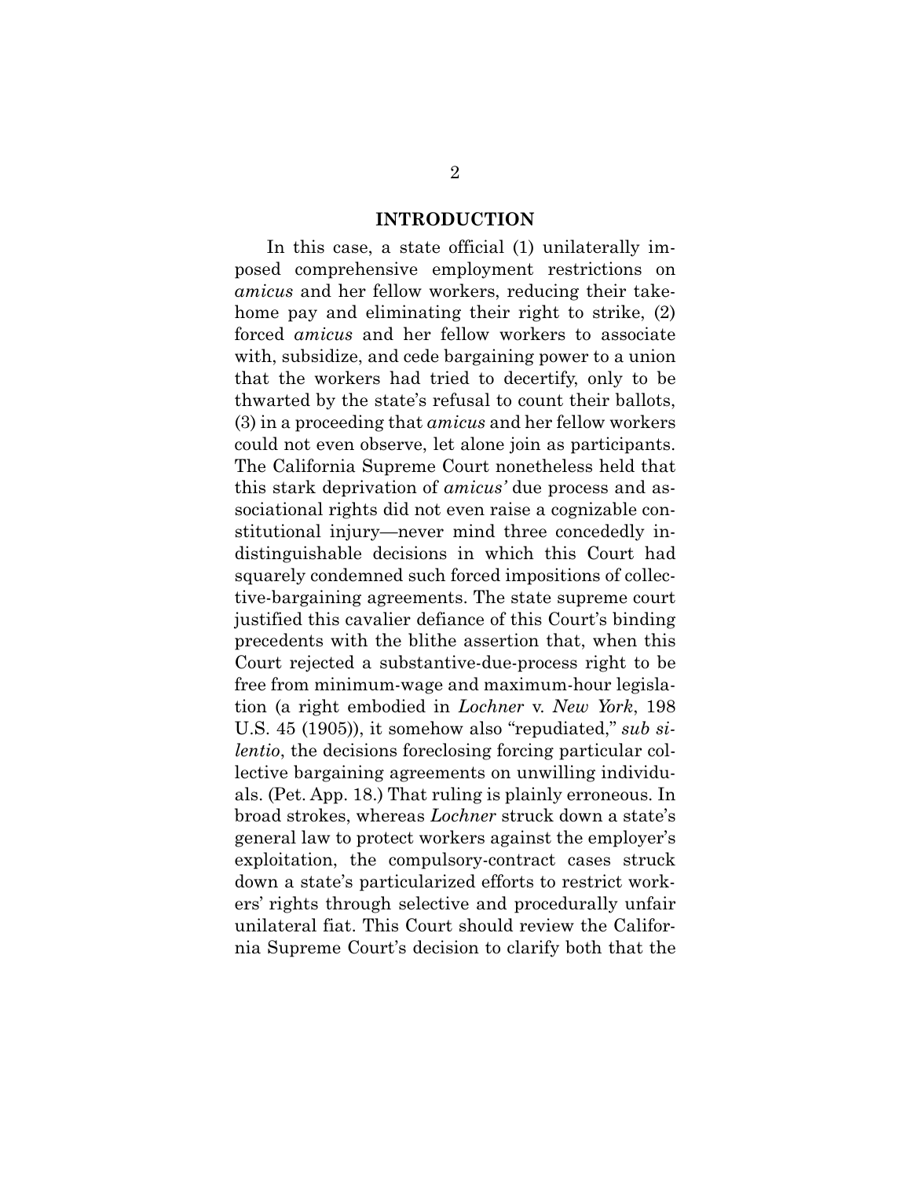## INTRODUCTION

In this case, a state official (1) unilaterally imposed comprehensive employment restrictions on *amicus* and her fellow workers, reducing their take-home pay and eliminating their right to strike, (2) forced *amicus* and her fellow workers to associate with, subsidize, and cede bargaining power to a union that the workers had tried to decertify, only to be thwarted by the state's refusal to count their ballots, (3) in a proceeding that *amicus* and her fellow workers could not even observe, let alone join as participants. The California Supreme Court nonetheless held that this stark deprivation of *amicus'* due process and associational rights did not even raise a cognizable constitutional injury—never mind three concededly indistinguishable decisions in which this Court had squarely condemned such forced impositions of collective-bargaining agreements. The state supreme court justified this cavalier defiance of this Court's binding precedents with the blithe assertion that, when this Court rejected a substantive-due-process right to be free from minimum-wage and maximum-hour legislation (a right embodied in *Lochner* v. *New York*, 198 U.S. 45 (1905)), it somehow also "repudiated," *sub silentio*, the decisions foreclosing forcing particular collective bargaining agreements on unwilling individuals. (Pet. App. 18.) That ruling is plainly erroneous. In broad strokes, whereas *Lochner* struck down a state's general law to protect workers against the employer's exploitation, the compulsory-contract cases struck down a state's particularized efforts to restrict workers' rights through selective and procedurally unfair unilateral fiat. This Court should review the California Supreme Court's decision to clarify both that the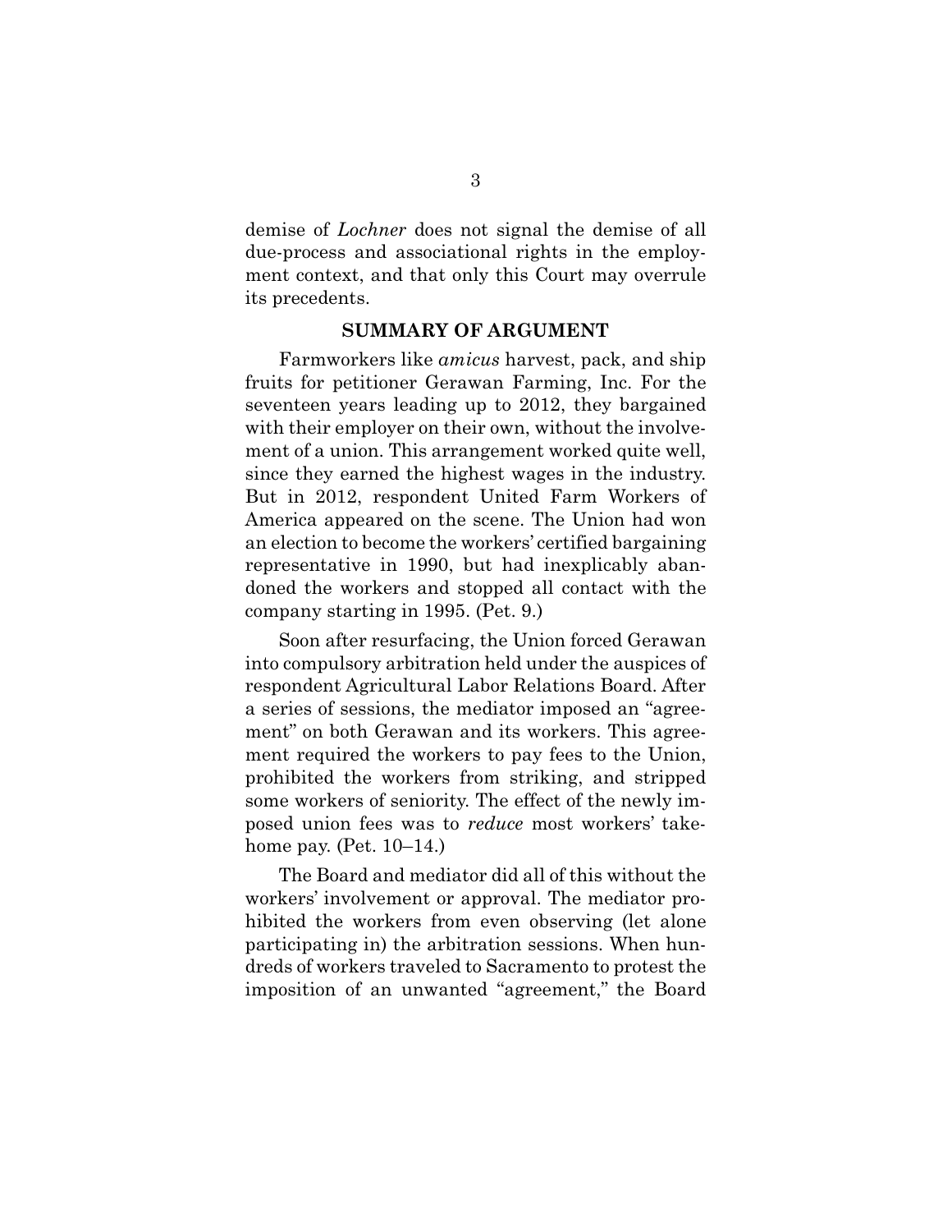demise of *Lochner* does not signal the demise of all due-process and associational rights in the employment context, and that only this Court may overrule its precedents.

## SUMMARY OF ARGUMENT

Farmworkers like *amicus* harvest, pack, and ship fruits for petitioner Gerawan Farming, Inc. For the seventeen years leading up to 2012, they bargained with their employer on their own, without the involvement of a union. This arrangement worked quite well, since they earned the highest wages in the industry. But in 2012, respondent United Farm Workers of America appeared on the scene. The Union had won an election to become the workers' certified bargaining representative in 1990, but had inexplicably abandoned the workers and stopped all contact with the company starting in 1995. (Pet. 9.)

Soon after resurfacing, the Union forced Gerawan into compulsory arbitration held under the auspices of respondent Agricultural Labor Relations Board. After a series of sessions, the mediator imposed an "agreement" on both Gerawan and its workers. This agreement required the workers to pay fees to the Union, prohibited the workers from striking, and stripped some workers of seniority. The effect of the newly imposed union fees was to *reduce* most workers' take-home pay. (Pet. 10–14.)

The Board and mediator did all of this without the workers' involvement or approval. The mediator prohibited the workers from even observing (let alone participating in) the arbitration sessions. When hundreds of workers traveled to Sacramento to protest the imposition of an unwanted "agreement," the Board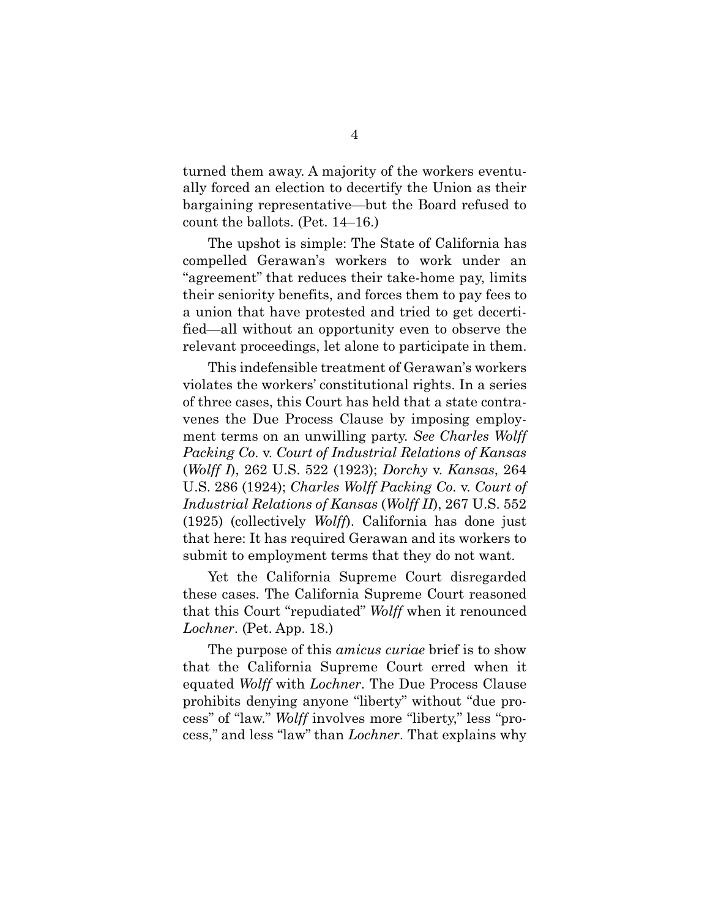turned them away. A majority of the workers eventually forced an election to decertify the Union as their bargaining representative—but the Board refused to count the ballots. (Pet. 14–16.)

The upshot is simple: The State of California has compelled Gerawan's workers to work under an "agreement" that reduces their take-home pay, limits their seniority benefits, and forces them to pay fees to a union that have protested and tried to get decertified—all without an opportunity even to observe the relevant proceedings, let alone to participate in them.

This indefensible treatment of Gerawan's workers violates the workers' constitutional rights. In a series of three cases, this Court has held that a state contravenes the Due Process Clause by imposing employment terms on an unwilling party. *See Charles Wolff Packing Co.* v. *Court of Industrial Relations of Kansas* (*Wolff I*), 262 U.S. 522 (1923); *Dorchy* v. *Kansas*, 264 U.S. 286 (1924); *Charles Wolff Packing Co.* v. *Court of Industrial Relations of Kansas* (*Wolff II*), 267 U.S. 552 (1925) (collectively *Wolff*). California has done just that here: It has required Gerawan and its workers to submit to employment terms that they do not want.

Yet the California Supreme Court disregarded these cases. The California Supreme Court reasoned that this Court "repudiated" *Wolff* when it renounced *Lochner*. (Pet. App. 18.)

The purpose of this *amicus curiae* brief is to show that the California Supreme Court erred when it equated *Wolff* with *Lochner*. The Due Process Clause prohibits denying anyone "liberty" without "due process" of "law." *Wolff* involves more "liberty," less "process," and less "law" than *Lochner*. That explains why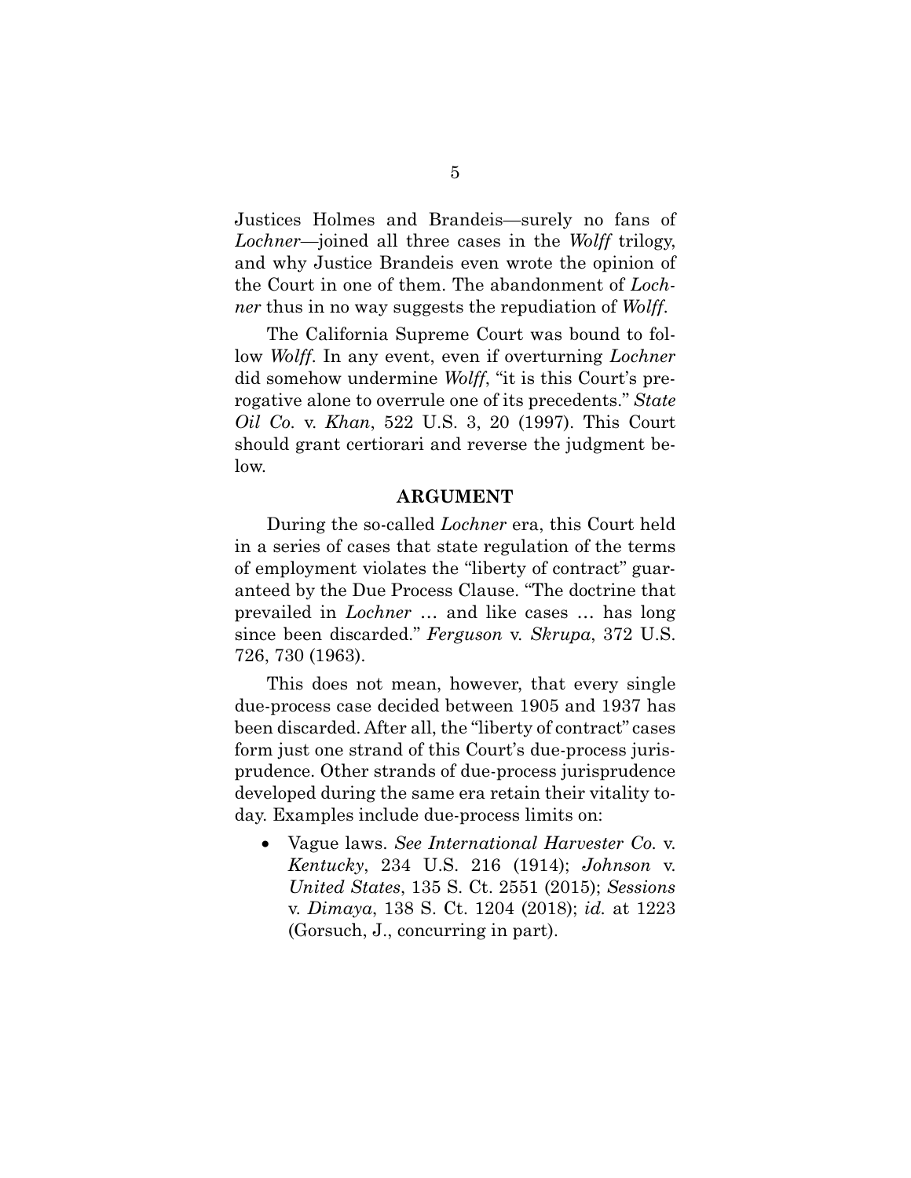Justices Holmes and Brandeis—surely no fans of *Lochner*—joined all three cases in the *Wolff* trilogy, and why Justice Brandeis even wrote the opinion of the Court in one of them. The abandonment of *Lochner* thus in no way suggests the repudiation of *Wolff*.

The California Supreme Court was bound to follow *Wolff*. In any event, even if overturning *Lochner* did somehow undermine *Wolff*, "it is this Court's prerogative alone to overrule one of its precedents." *State Oil Co.* v. *Khan*, 522 U.S. 3, 20 (1997). This Court should grant certiorari and reverse the judgment below.

## ARGUMENT

During the so-called *Lochner* era, this Court held in a series of cases that state regulation of the terms of employment violates the "liberty of contract" guaranteed by the Due Process Clause. "The doctrine that prevailed in *Lochner* … and like cases … has long since been discarded." *Ferguson* v. *Skrupa*, 372 U.S. 726, 730 (1963).

This does not mean, however, that every single due-process case decided between 1905 and 1937 has been discarded. After all, the "liberty of contract" cases form just one strand of this Court's due-process jurisprudence. Other strands of due-process jurisprudence developed during the same era retain their vitality today. Examples include due-process limits on:

- Vague laws. *See International Harvester Co.* v. *Kentucky*, 234 U.S. 216 (1914); *Johnson* v. *United States*, 135 S. Ct. 2551 (2015); *Sessions* v. *Dimaya*, 138 S. Ct. 1204 (2018); *id.* at 1223 (Gorsuch, J., concurring in part).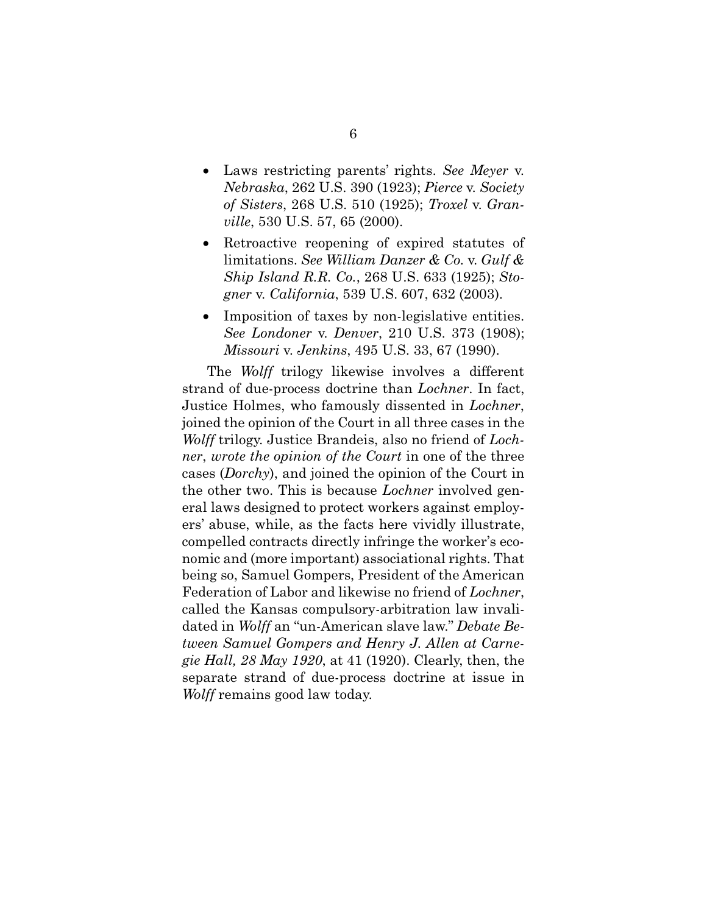- Laws restricting parents' rights. *See Meyer* v. *Nebraska*, 262 U.S. 390 (1923); *Pierce* v. *Society of Sisters*, 268 U.S. 510 (1925); *Troxel* v. *Granville*, 530 U.S. 57, 65 (2000).
- Retroactive reopening of expired statutes of limitations. *See William Danzer & Co.* v. *Gulf & Ship Island R.R. Co.*, 268 U.S. 633 (1925); *Stogner* v. *California*, 539 U.S. 607, 632 (2003).
- Imposition of taxes by non-legislative entities. *See Londoner* v. *Denver*, 210 U.S. 373 (1908); *Missouri* v. *Jenkins*, 495 U.S. 33, 67 (1990).

The *Wolff* trilogy likewise involves a different strand of due-process doctrine than *Lochner*. In fact, Justice Holmes, who famously dissented in *Lochner*, joined the opinion of the Court in all three cases in the *Wolff* trilogy. Justice Brandeis, also no friend of *Lochner*, *wrote the opinion of the Court* in one of the three cases (*Dorchy*), and joined the opinion of the Court in the other two. This is because *Lochner* involved general laws designed to protect workers against employers' abuse, while, as the facts here vividly illustrate, compelled contracts directly infringe the worker's economic and (more important) associational rights. That being so, Samuel Gompers, President of the American Federation of Labor and likewise no friend of *Lochner*, called the Kansas compulsory-arbitration law invalidated in *Wolff* an "un-American slave law." *Debate Between Samuel Gompers and Henry J. Allen at Carnegie Hall, 28 May 1920*, at 41 (1920). Clearly, then, the separate strand of due-process doctrine at issue in *Wolff* remains good law today.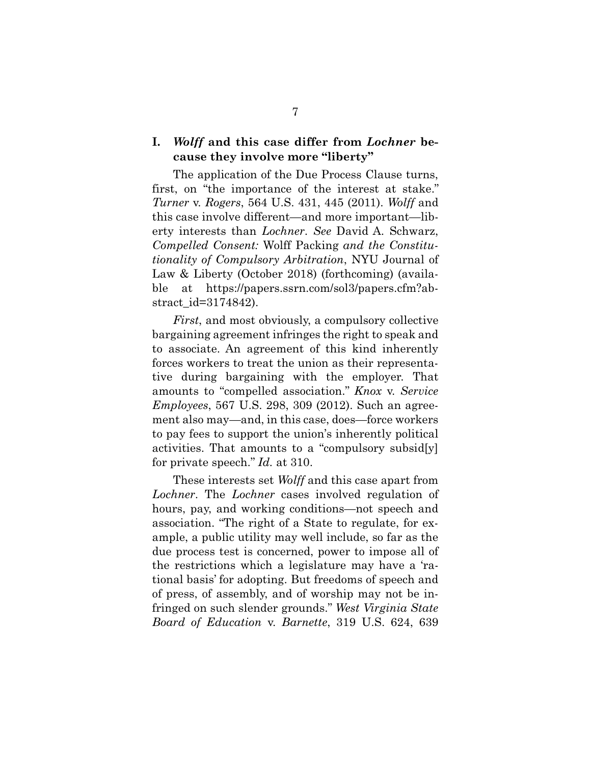## I. *Wolff* and this case differ from *Lochner* because they involve more "liberty"

The application of the Due Process Clause turns, first, on "the importance of the interest at stake." *Turner* v. *Rogers*, 564 U.S. 431, 445 (2011). *Wolff* and this case involve different—and more important—liberty interests than *Lochner*. *See* David A. Schwarz, *Compelled Consent:* Wolff Packing *and the Constitutionality of Compulsory Arbitration*, NYU Journal of Law & Liberty (October 2018) (forthcoming) (available at https://papers.ssrn.com/sol3/papers.cfm?abstract_id=3174842).

*First*, and most obviously, a compulsory collective bargaining agreement infringes the right to speak and to associate. An agreement of this kind inherently forces workers to treat the union as their representative during bargaining with the employer. That amounts to "compelled association." *Knox* v. *Service Employees*, 567 U.S. 298, 309 (2012). Such an agreement also may—and, in this case, does—force workers to pay fees to support the union's inherently political activities. That amounts to a "compulsory subsid[y] for private speech." *Id.* at 310.

These interests set *Wolff* and this case apart from *Lochner*. The *Lochner* cases involved regulation of hours, pay, and working conditions—not speech and association. "The right of a State to regulate, for example, a public utility may well include, so far as the due process test is concerned, power to impose all of the restrictions which a legislature may have a 'rational basis' for adopting. But freedoms of speech and of press, of assembly, and of worship may not be infringed on such slender grounds." *West Virginia State Board of Education* v. *Barnette*, 319 U.S. 624, 639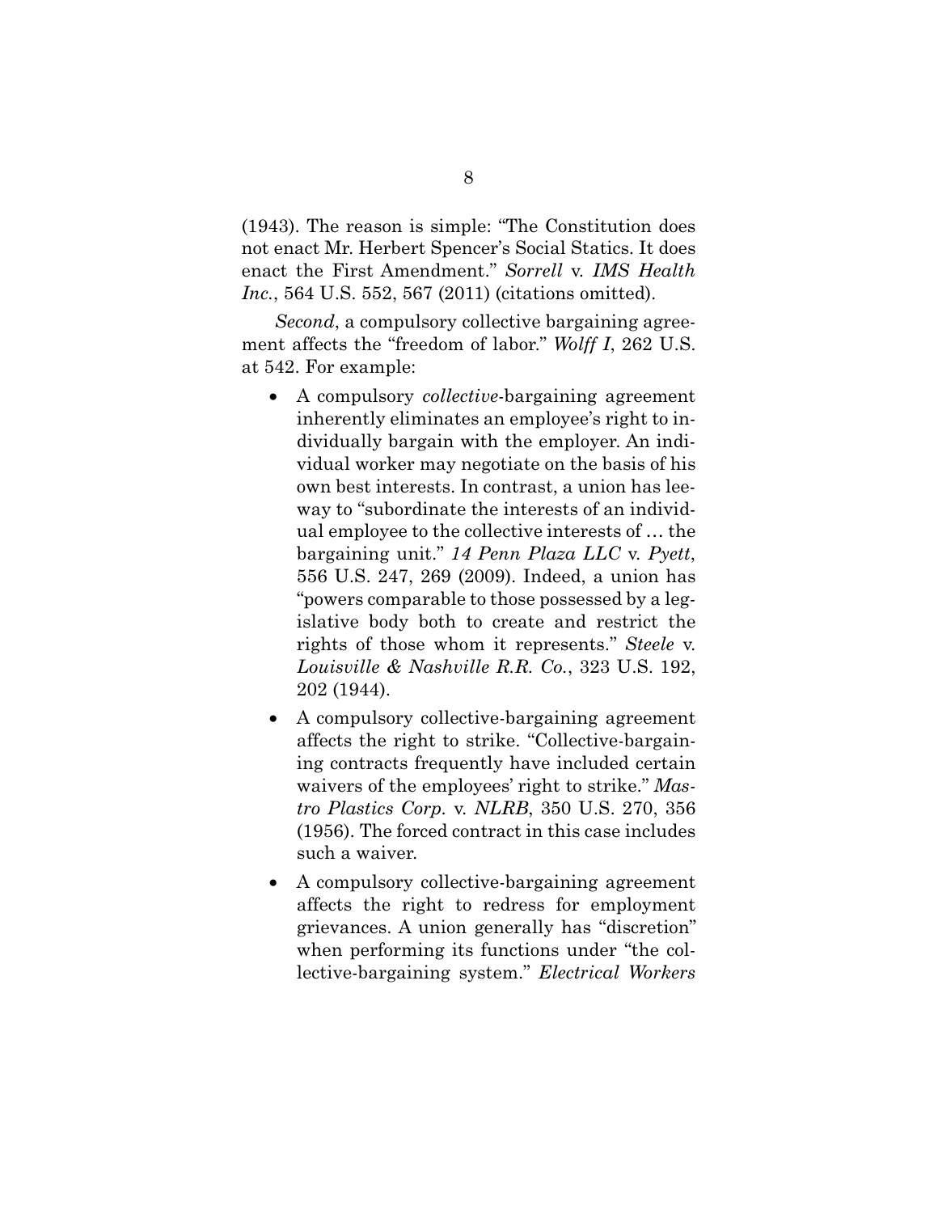(1943). The reason is simple: "The Constitution does not enact Mr. Herbert Spencer's Social Statics. It does enact the First Amendment." *Sorrell* v. *IMS Health Inc.*, 564 U.S. 552, 567 (2011) (citations omitted).

*Second*, a compulsory collective bargaining agreement affects the "freedom of labor." *Wolff I*, 262 U.S. at 542. For example:

- A compulsory *collective*-bargaining agreement inherently eliminates an employee's right to individually bargain with the employer. An individual worker may negotiate on the basis of his own best interests. In contrast, a union has leeway to "subordinate the interests of an individual employee to the collective interests of … the bargaining unit." *14 Penn Plaza LLC* v. *Pyett*, 556 U.S. 247, 269 (2009). Indeed, a union has "powers comparable to those possessed by a legislative body both to create and restrict the rights of those whom it represents." *Steele* v. *Louisville & Nashville R.R. Co.*, 323 U.S. 192, 202 (1944).
- A compulsory collective-bargaining agreement affects the right to strike. "Collective-bargaining contracts frequently have included certain waivers of the employees' right to strike." *Mastro Plastics Corp.* v. *NLRB*, 350 U.S. 270, 356 (1956). The forced contract in this case includes such a waiver.
- A compulsory collective-bargaining agreement affects the right to redress for employment grievances. A union generally has "discretion" when performing its functions under "the collective-bargaining system." *Electrical Workers*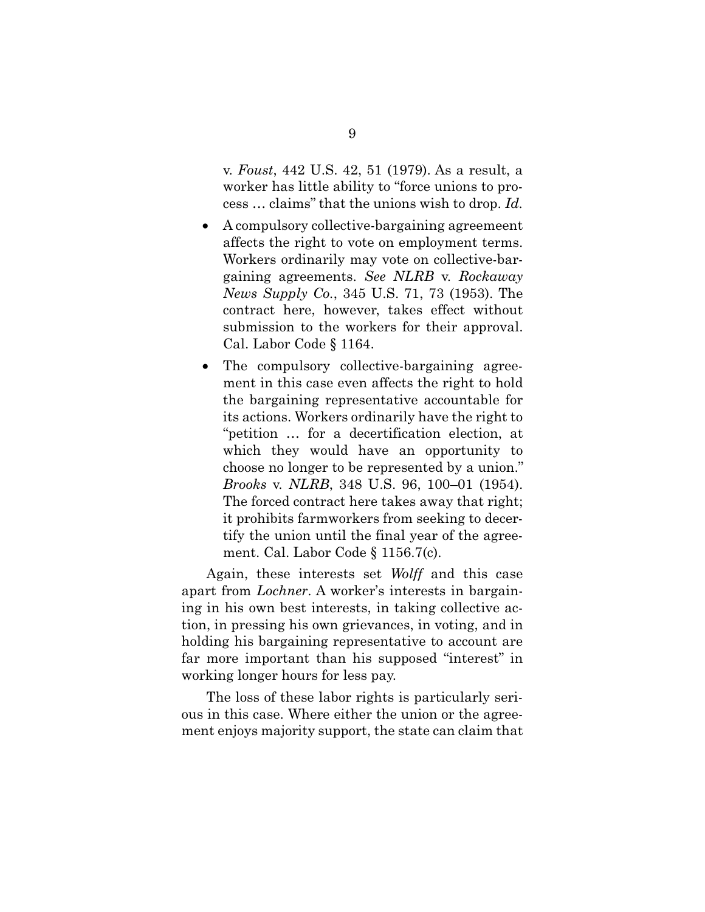v. *Foust*, 442 U.S. 42, 51 (1979). As a result, a worker has little ability to "force unions to process … claims" that the unions wish to drop. *Id.*

- A compulsory collective-bargaining agreemeent affects the right to vote on employment terms. Workers ordinarily may vote on collective-bargaining agreements. *See NLRB* v. *Rockaway News Supply Co.*, 345 U.S. 71, 73 (1953). The contract here, however, takes effect without submission to the workers for their approval. Cal. Labor Code § 1164.
- The compulsory collective-bargaining agreement in this case even affects the right to hold the bargaining representative accountable for its actions. Workers ordinarily have the right to "petition … for a decertification election, at which they would have an opportunity to choose no longer to be represented by a union." *Brooks* v. *NLRB*, 348 U.S. 96, 100–01 (1954). The forced contract here takes away that right; it prohibits farmworkers from seeking to decertify the union until the final year of the agreement. Cal. Labor Code § 1156.7(c).

Again, these interests set *Wolff* and this case apart from *Lochner*. A worker's interests in bargaining in his own best interests, in taking collective action, in pressing his own grievances, in voting, and in holding his bargaining representative to account are far more important than his supposed "interest" in working longer hours for less pay.

The loss of these labor rights is particularly serious in this case. Where either the union or the agreement enjoys majority support, the state can claim that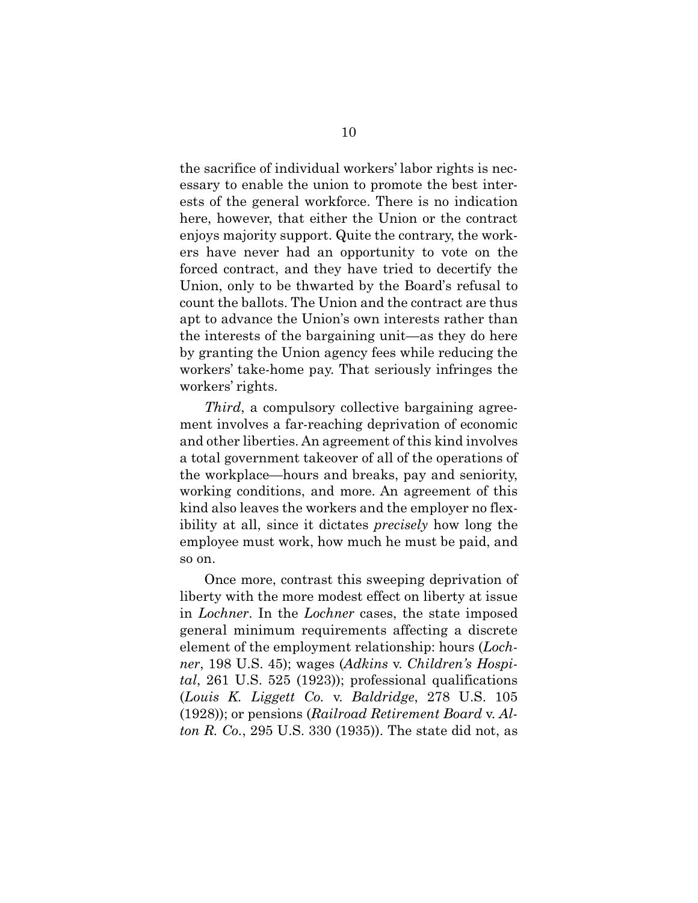the sacrifice of individual workers' labor rights is necessary to enable the union to promote the best interests of the general workforce. There is no indication here, however, that either the Union or the contract enjoys majority support. Quite the contrary, the workers have never had an opportunity to vote on the forced contract, and they have tried to decertify the Union, only to be thwarted by the Board's refusal to count the ballots. The Union and the contract are thus apt to advance the Union's own interests rather than the interests of the bargaining unit—as they do here by granting the Union agency fees while reducing the workers' take-home pay. That seriously infringes the workers' rights.

*Third*, a compulsory collective bargaining agreement involves a far-reaching deprivation of economic and other liberties. An agreement of this kind involves a total government takeover of all of the operations of the workplace—hours and breaks, pay and seniority, working conditions, and more. An agreement of this kind also leaves the workers and the employer no flexibility at all, since it dictates *precisely* how long the employee must work, how much he must be paid, and so on.

Once more, contrast this sweeping deprivation of liberty with the more modest effect on liberty at issue in *Lochner*. In the *Lochner* cases, the state imposed general minimum requirements affecting a discrete element of the employment relationship: hours (*Lochner*, 198 U.S. 45); wages (*Adkins* v. *Children's Hospital*, 261 U.S. 525 (1923)); professional qualifications (*Louis K. Liggett Co.* v. *Baldridge*, 278 U.S. 105 (1928)); or pensions (*Railroad Retirement Board* v. *Alton R. Co.*, 295 U.S. 330 (1935)). The state did not, as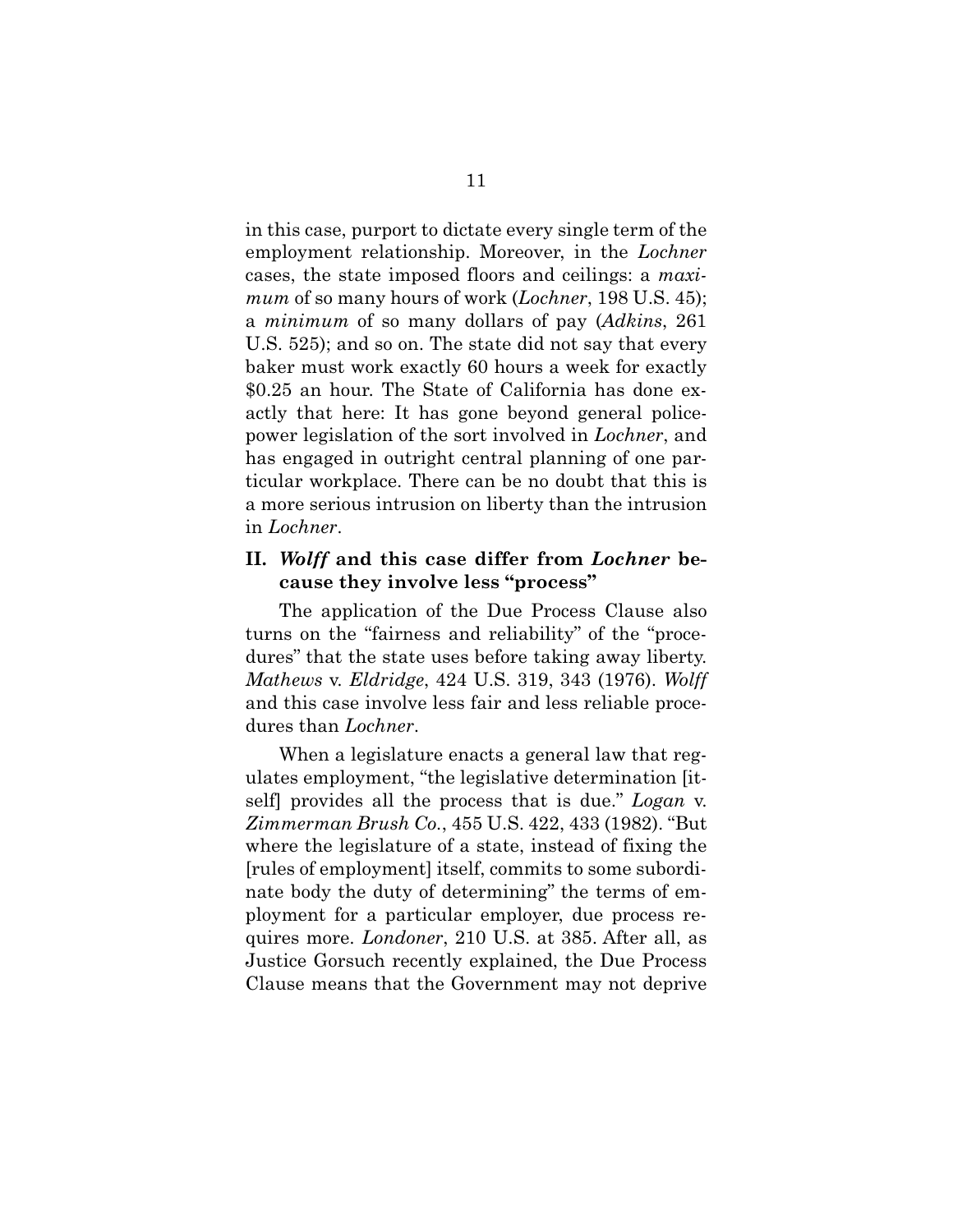in this case, purport to dictate every single term of the employment relationship. Moreover, in the *Lochner* cases, the state imposed floors and ceilings: a *maximum* of so many hours of work (*Lochner*, 198 U.S. 45); a *minimum* of so many dollars of pay (*Adkins*, 261 U.S. 525); and so on. The state did not say that every baker must work exactly 60 hours a week for exactly $0.25 an hour. The State of California has done exactly that here: It has gone beyond general police-power legislation of the sort involved in *Lochner*, and has engaged in outright central planning of one particular workplace. There can be no doubt that this is a more serious intrusion on liberty than the intrusion in *Lochner*.

## II. *Wolff* and this case differ from *Lochner* because they involve less "process"

The application of the Due Process Clause also turns on the "fairness and reliability" of the "procedures" that the state uses before taking away liberty. *Mathews* v. *Eldridge*, 424 U.S. 319, 343 (1976). *Wolff* and this case involve less fair and less reliable procedures than *Lochner*.

When a legislature enacts a general law that regulates employment, "the legislative determination [itself] provides all the process that is due." *Logan* v. *Zimmerman Brush Co.*, 455 U.S. 422, 433 (1982). "But where the legislature of a state, instead of fixing the [rules of employment] itself, commits to some subordinate body the duty of determining" the terms of employment for a particular employer, due process requires more. *Londoner*, 210 U.S. at 385. After all, as Justice Gorsuch recently explained, the Due Process Clause means that the Government may not deprive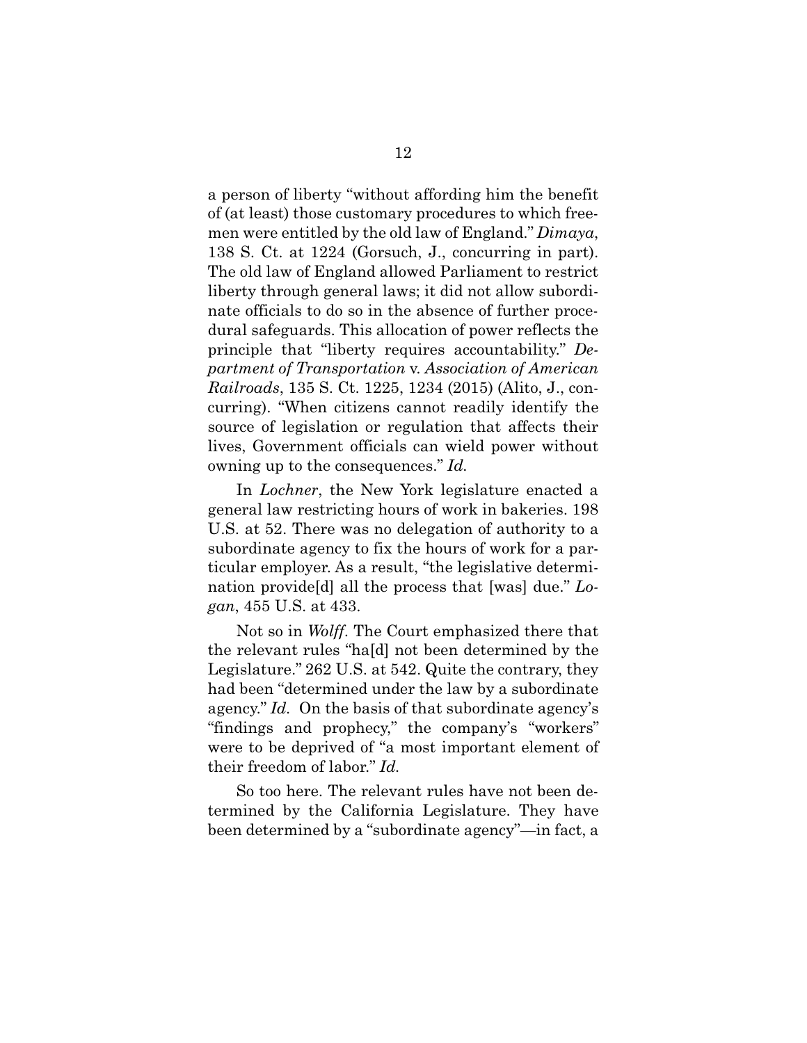a person of liberty "without affording him the benefit of (at least) those customary procedures to which freemen were entitled by the old law of England." *Dimaya*, 138 S. Ct. at 1224 (Gorsuch, J., concurring in part). The old law of England allowed Parliament to restrict liberty through general laws; it did not allow subordinate officials to do so in the absence of further procedural safeguards. This allocation of power reflects the principle that "liberty requires accountability." *Department of Transportation* v. *Association of American Railroads*, 135 S. Ct. 1225, 1234 (2015) (Alito, J., concurring). "When citizens cannot readily identify the source of legislation or regulation that affects their lives, Government officials can wield power without owning up to the consequences." *Id.*

In *Lochner*, the New York legislature enacted a general law restricting hours of work in bakeries. 198 U.S. at 52. There was no delegation of authority to a subordinate agency to fix the hours of work for a particular employer. As a result, "the legislative determination provide[d] all the process that [was] due." *Logan*, 455 U.S. at 433.

Not so in *Wolff*. The Court emphasized there that the relevant rules "ha[d] not been determined by the Legislature." 262 U.S. at 542. Quite the contrary, they had been "determined under the law by a subordinate agency." *Id.* On the basis of that subordinate agency's "findings and prophecy," the company's "workers" were to be deprived of "a most important element of their freedom of labor." *Id.*

So too here. The relevant rules have not been determined by the California Legislature. They have been determined by a "subordinate agency"—in fact, a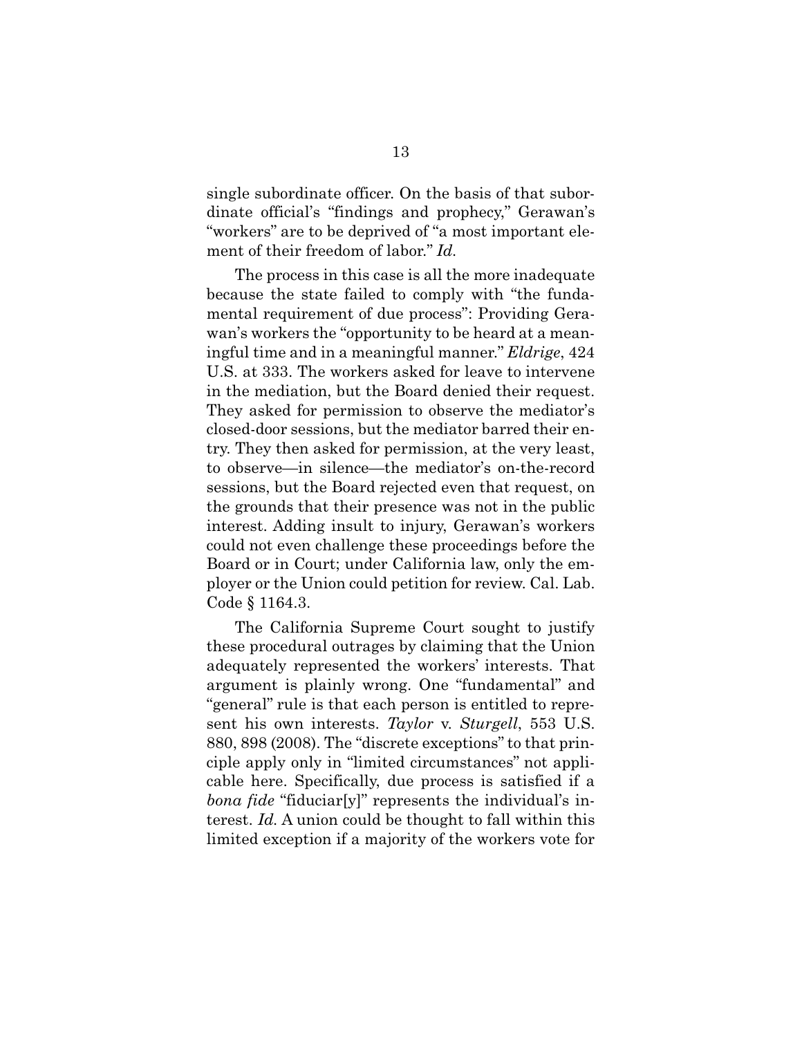single subordinate officer. On the basis of that subordinate official's "findings and prophecy," Gerawan's "workers" are to be deprived of "a most important element of their freedom of labor." *Id*.

The process in this case is all the more inadequate because the state failed to comply with "the fundamental requirement of due process": Providing Gerawan's workers the "opportunity to be heard at a meaningful time and in a meaningful manner." *Eldrige*, 424 U.S. at 333. The workers asked for leave to intervene in the mediation, but the Board denied their request. They asked for permission to observe the mediator's closed-door sessions, but the mediator barred their entry. They then asked for permission, at the very least, to observe—in silence—the mediator's on-the-record sessions, but the Board rejected even that request, on the grounds that their presence was not in the public interest. Adding insult to injury, Gerawan's workers could not even challenge these proceedings before the Board or in Court; under California law, only the employer or the Union could petition for review. Cal. Lab. Code § 1164.3.

The California Supreme Court sought to justify these procedural outrages by claiming that the Union adequately represented the workers' interests. That argument is plainly wrong. One "fundamental" and "general" rule is that each person is entitled to represent his own interests. *Taylor* v. *Sturgell*, 553 U.S. 880, 898 (2008). The "discrete exceptions" to that principle apply only in "limited circumstances" not applicable here. Specifically, due process is satisfied if a *bona fide* "fiduciar[y]" represents the individual's interest. *Id.* A union could be thought to fall within this limited exception if a majority of the workers vote for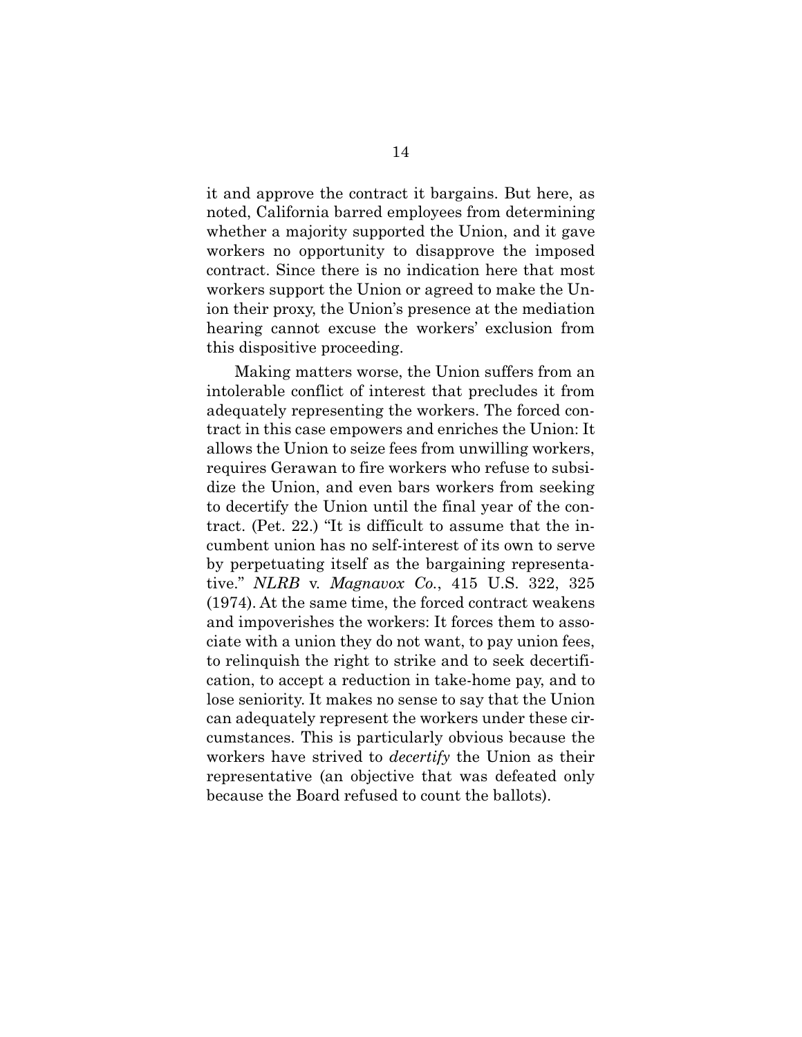it and approve the contract it bargains. But here, as noted, California barred employees from determining whether a majority supported the Union, and it gave workers no opportunity to disapprove the imposed contract. Since there is no indication here that most workers support the Union or agreed to make the Union their proxy, the Union's presence at the mediation hearing cannot excuse the workers' exclusion from this dispositive proceeding.

Making matters worse, the Union suffers from an intolerable conflict of interest that precludes it from adequately representing the workers. The forced contract in this case empowers and enriches the Union: It allows the Union to seize fees from unwilling workers, requires Gerawan to fire workers who refuse to subsidize the Union, and even bars workers from seeking to decertify the Union until the final year of the contract. (Pet. 22.) "It is difficult to assume that the incumbent union has no self-interest of its own to serve by perpetuating itself as the bargaining representative." *NLRB* v. *Magnavox Co.*, 415 U.S. 322, 325 (1974). At the same time, the forced contract weakens and impoverishes the workers: It forces them to associate with a union they do not want, to pay union fees, to relinquish the right to strike and to seek decertification, to accept a reduction in take-home pay, and to lose seniority. It makes no sense to say that the Union can adequately represent the workers under these circumstances. This is particularly obvious because the workers have strived to *decertify* the Union as their representative (an objective that was defeated only because the Board refused to count the ballots).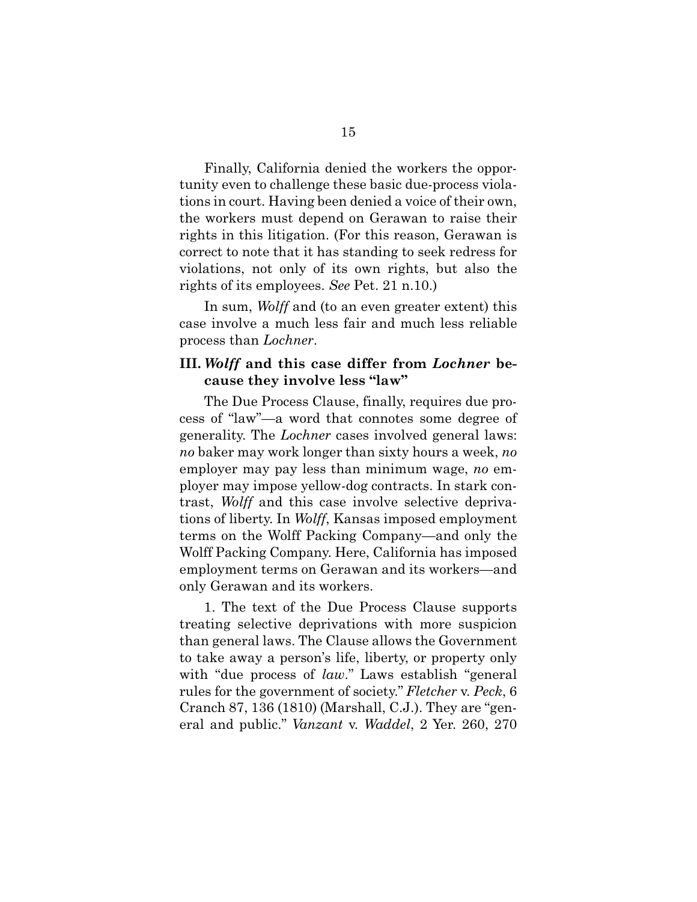Finally, California denied the workers the opportunity even to challenge these basic due-process violations in court. Having been denied a voice of their own, the workers must depend on Gerawan to raise their rights in this litigation. (For this reason, Gerawan is correct to note that it has standing to seek redress for violations, not only of its own rights, but also the rights of its employees. *See* Pet. 21 n.10.)

In sum, *Wolff* and (to an even greater extent) this case involve a much less fair and much less reliable process than *Lochner*.

### III. *Wolff* and this case differ from *Lochner* because they involve less "law"

The Due Process Clause, finally, requires due process of "law"—a word that connotes some degree of generality. The *Lochner* cases involved general laws: *no* baker may work longer than sixty hours a week, *no* employer may pay less than minimum wage, *no* employer may impose yellow-dog contracts. In stark contrast, *Wolff* and this case involve selective deprivations of liberty. In *Wolff*, Kansas imposed employment terms on the Wolff Packing Company—and only the Wolff Packing Company. Here, California has imposed employment terms on Gerawan and its workers—and only Gerawan and its workers.

1. The text of the Due Process Clause supports treating selective deprivations with more suspicion than general laws. The Clause allows the Government to take away a person's life, liberty, or property only with "due process of *law*." Laws establish "general rules for the government of society." *Fletcher* v. *Peck*, 6 Cranch 87, 136 (1810) (Marshall, C.J.). They are "general and public." *Vanzant* v. *Waddel*, 2 Yer. 260, 270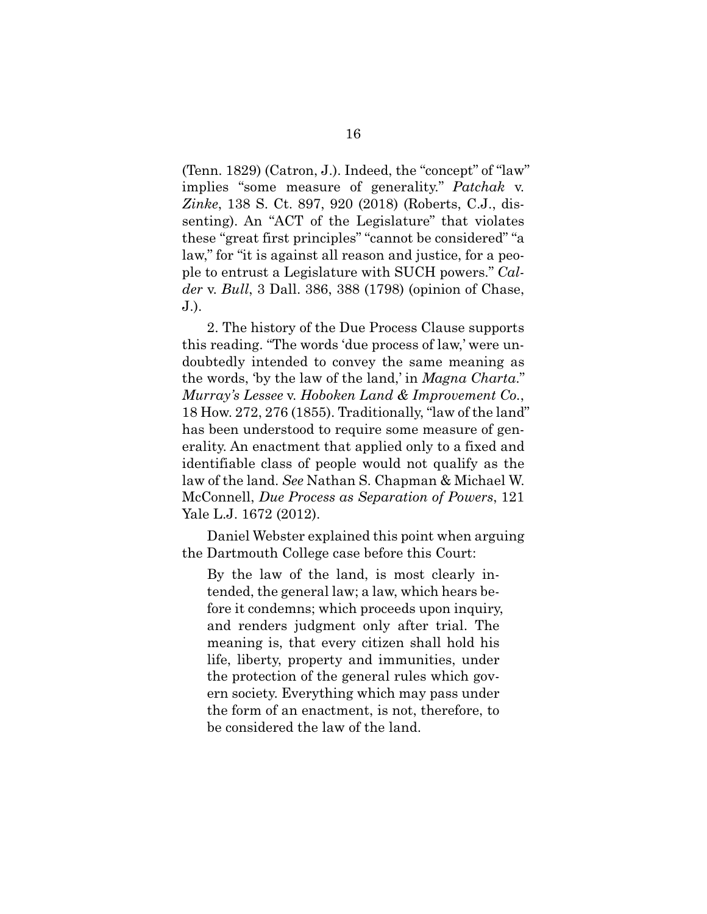(Tenn. 1829) (Catron, J.). Indeed, the "concept" of "law" implies "some measure of generality." *Patchak* v. *Zinke*, 138 S. Ct. 897, 920 (2018) (Roberts, C.J., dissenting). An "ACT of the Legislature" that violates these "great first principles" "cannot be considered" "a law," for "it is against all reason and justice, for a people to entrust a Legislature with SUCH powers." *Calder* v. *Bull*, 3 Dall. 386, 388 (1798) (opinion of Chase, J.).

2. The history of the Due Process Clause supports this reading. "The words 'due process of law,' were undoubtedly intended to convey the same meaning as the words, 'by the law of the land,' in *Magna Charta*." *Murray's Lessee* v. *Hoboken Land & Improvement Co.*, 18 How. 272, 276 (1855). Traditionally, "law of the land" has been understood to require some measure of generality. An enactment that applied only to a fixed and identifiable class of people would not qualify as the law of the land. *See* Nathan S. Chapman & Michael W. McConnell, *Due Process as Separation of Powers*, 121 Yale L.J. 1672 (2012).

Daniel Webster explained this point when arguing the Dartmouth College case before this Court:

> By the law of the land, is most clearly intended, the general law; a law, which hears before it condemns; which proceeds upon inquiry, and renders judgment only after trial. The meaning is, that every citizen shall hold his life, liberty, property and immunities, under the protection of the general rules which govern society. Everything which may pass under the form of an enactment, is not, therefore, to be considered the law of the land.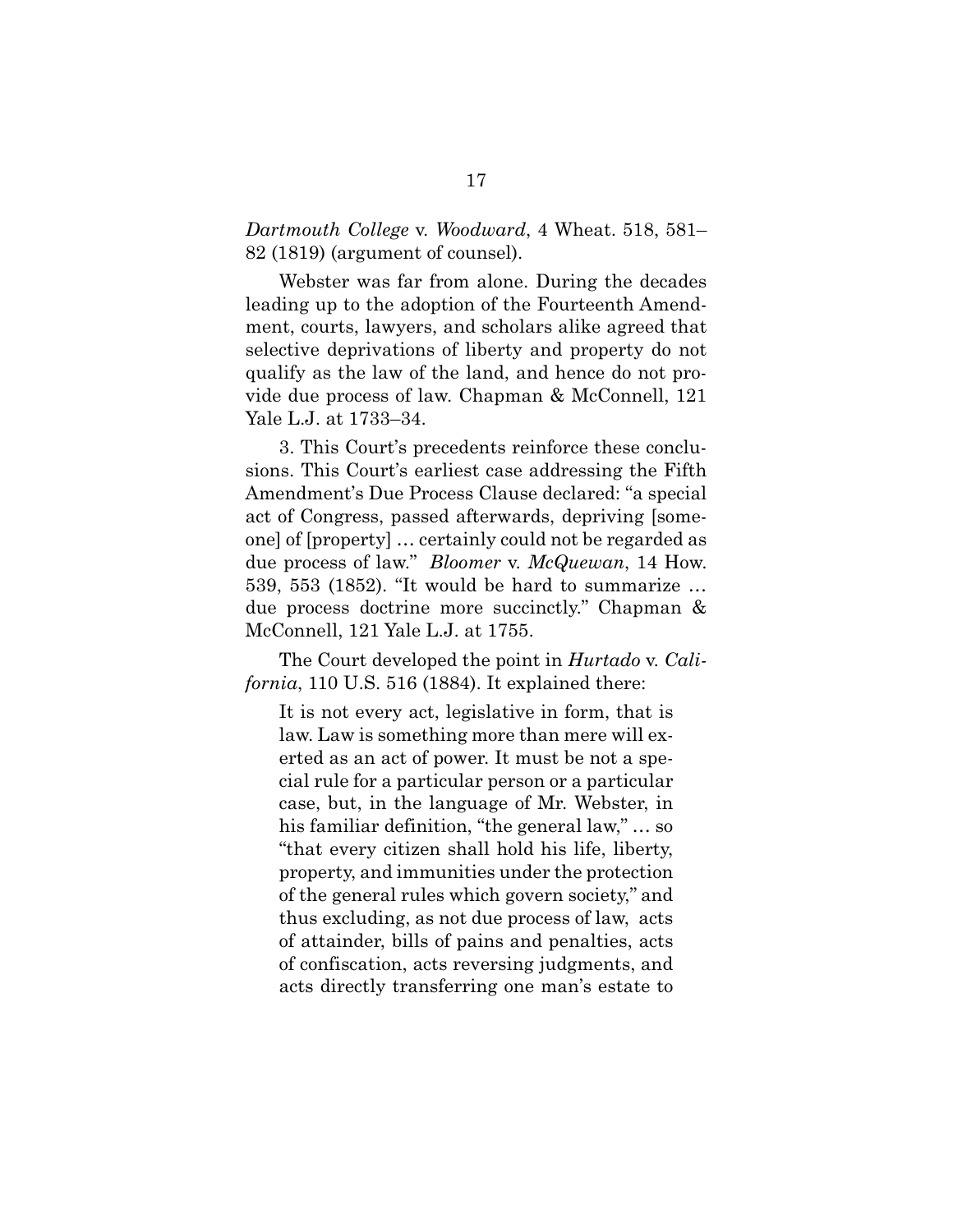*Dartmouth College* v. *Woodward*, 4 Wheat. 518, 581–82 (1819) (argument of counsel).

Webster was far from alone. During the decades leading up to the adoption of the Fourteenth Amendment, courts, lawyers, and scholars alike agreed that selective deprivations of liberty and property do not qualify as the law of the land, and hence do not provide due process of law. Chapman & McConnell, 121 Yale L.J. at 1733–34.

3. This Court's precedents reinforce these conclusions. This Court's earliest case addressing the Fifth Amendment's Due Process Clause declared: "a special act of Congress, passed afterwards, depriving [someone] of [property] … certainly could not be regarded as due process of law." *Bloomer* v. *McQuewan*, 14 How. 539, 553 (1852). "It would be hard to summarize … due process doctrine more succinctly." Chapman & McConnell, 121 Yale L.J. at 1755.

The Court developed the point in *Hurtado* v. *California*, 110 U.S. 516 (1884). It explained there:

> It is not every act, legislative in form, that is law. Law is something more than mere will exerted as an act of power. It must be not a special rule for a particular person or a particular case, but, in the language of Mr. Webster, in his familiar definition, "the general law," … so "that every citizen shall hold his life, liberty, property, and immunities under the protection of the general rules which govern society," and thus excluding, as not due process of law, acts of attainder, bills of pains and penalties, acts of confiscation, acts reversing judgments, and acts directly transferring one man's estate to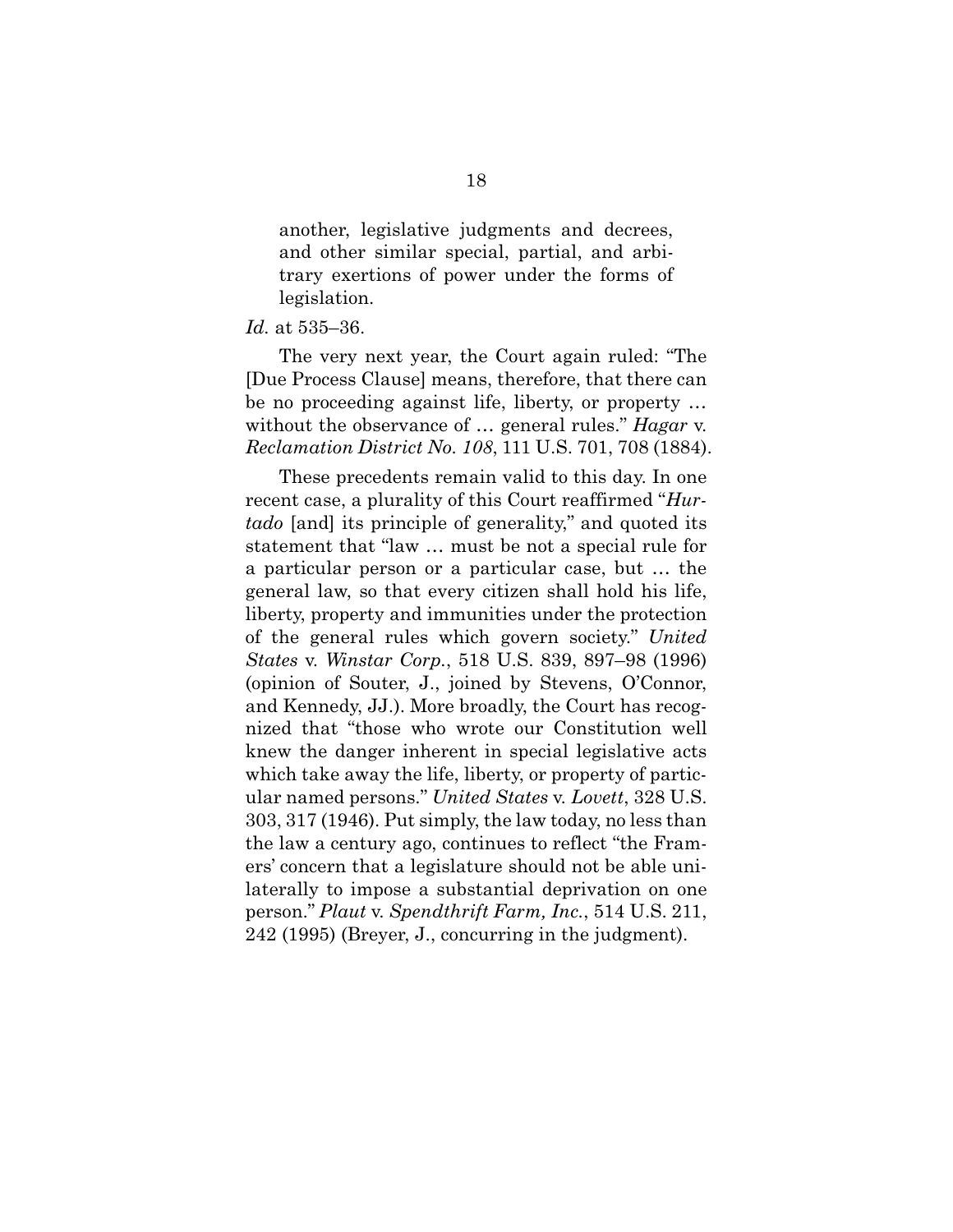> another, legislative judgments and decrees, and other similar special, partial, and arbitrary exertions of power under the forms of legislation.

*Id.* at 535–36.

The very next year, the Court again ruled: "The [Due Process Clause] means, therefore, that there can be no proceeding against life, liberty, or property … without the observance of … general rules." *Hagar* v. *Reclamation District No. 108*, 111 U.S. 701, 708 (1884).

These precedents remain valid to this day. In one recent case, a plurality of this Court reaffirmed "*Hurtado* [and] its principle of generality," and quoted its statement that "law … must be not a special rule for a particular person or a particular case, but … the general law, so that every citizen shall hold his life, liberty, property and immunities under the protection of the general rules which govern society." *United States* v. *Winstar Corp.*, 518 U.S. 839, 897–98 (1996) (opinion of Souter, J., joined by Stevens, O'Connor, and Kennedy, JJ.). More broadly, the Court has recognized that "those who wrote our Constitution well knew the danger inherent in special legislative acts which take away the life, liberty, or property of particular named persons." *United States* v. *Lovett*, 328 U.S. 303, 317 (1946). Put simply, the law today, no less than the law a century ago, continues to reflect "the Framers' concern that a legislature should not be able unilaterally to impose a substantial deprivation on one person." *Plaut* v. *Spendthrift Farm, Inc.*, 514 U.S. 211, 242 (1995) (Breyer, J., concurring in the judgment).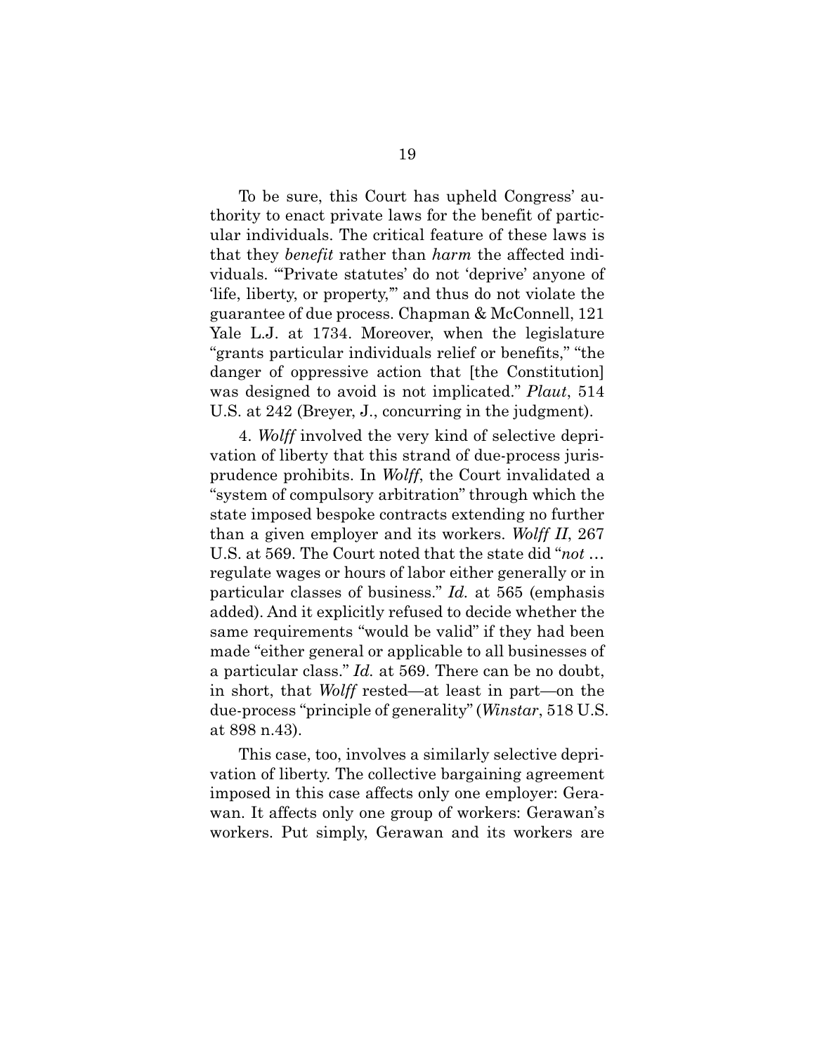To be sure, this Court has upheld Congress' authority to enact private laws for the benefit of particular individuals. The critical feature of these laws is that they *benefit* rather than *harm* the affected individuals. "'Private statutes' do not 'deprive' anyone of 'life, liberty, or property,'" and thus do not violate the guarantee of due process. Chapman & McConnell, 121 Yale L.J. at 1734. Moreover, when the legislature "grants particular individuals relief or benefits," "the danger of oppressive action that [the Constitution] was designed to avoid is not implicated." *Plaut*, 514 U.S. at 242 (Breyer, J., concurring in the judgment).

4. *Wolff* involved the very kind of selective deprivation of liberty that this strand of due-process jurisprudence prohibits. In *Wolff*, the Court invalidated a "system of compulsory arbitration" through which the state imposed bespoke contracts extending no further than a given employer and its workers. *Wolff II*, 267 U.S. at 569. The Court noted that the state did "*not* … regulate wages or hours of labor either generally or in particular classes of business." *Id.* at 565 (emphasis added). And it explicitly refused to decide whether the same requirements "would be valid" if they had been made "either general or applicable to all businesses of a particular class." *Id.* at 569. There can be no doubt, in short, that *Wolff* rested—at least in part—on the due-process "principle of generality" (*Winstar*, 518 U.S. at 898 n.43).

This case, too, involves a similarly selective deprivation of liberty. The collective bargaining agreement imposed in this case affects only one employer: Gerawan. It affects only one group of workers: Gerawan's workers. Put simply, Gerawan and its workers are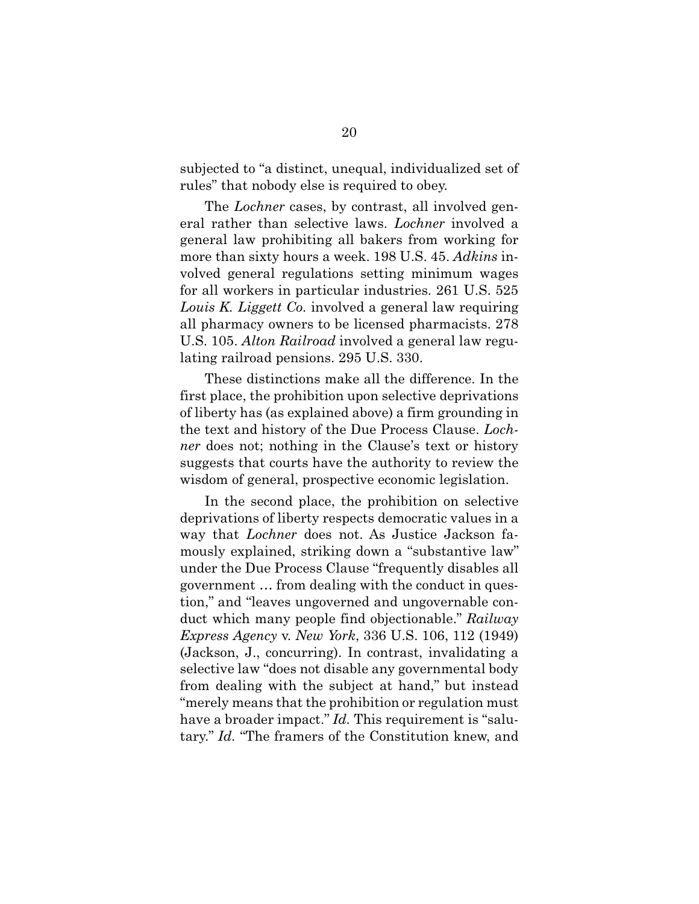subjected to "a distinct, unequal, individualized set of rules" that nobody else is required to obey.

The *Lochner* cases, by contrast, all involved general rather than selective laws. *Lochner* involved a general law prohibiting all bakers from working for more than sixty hours a week. 198 U.S. 45. *Adkins* involved general regulations setting minimum wages for all workers in particular industries. 261 U.S. 525 *Louis K. Liggett Co.* involved a general law requiring all pharmacy owners to be licensed pharmacists. 278 U.S. 105. *Alton Railroad* involved a general law regulating railroad pensions. 295 U.S. 330.

These distinctions make all the difference. In the first place, the prohibition upon selective deprivations of liberty has (as explained above) a firm grounding in the text and history of the Due Process Clause. *Lochner* does not; nothing in the Clause's text or history suggests that courts have the authority to review the wisdom of general, prospective economic legislation.

In the second place, the prohibition on selective deprivations of liberty respects democratic values in a way that *Lochner* does not. As Justice Jackson famously explained, striking down a "substantive law" under the Due Process Clause "frequently disables all government … from dealing with the conduct in question," and "leaves ungoverned and ungovernable conduct which many people find objectionable." *Railway Express Agency* v. *New York*, 336 U.S. 106, 112 (1949) (Jackson, J., concurring). In contrast, invalidating a selective law "does not disable any governmental body from dealing with the subject at hand," but instead "merely means that the prohibition or regulation must have a broader impact." *Id.* This requirement is "salutary." *Id.* "The framers of the Constitution knew, and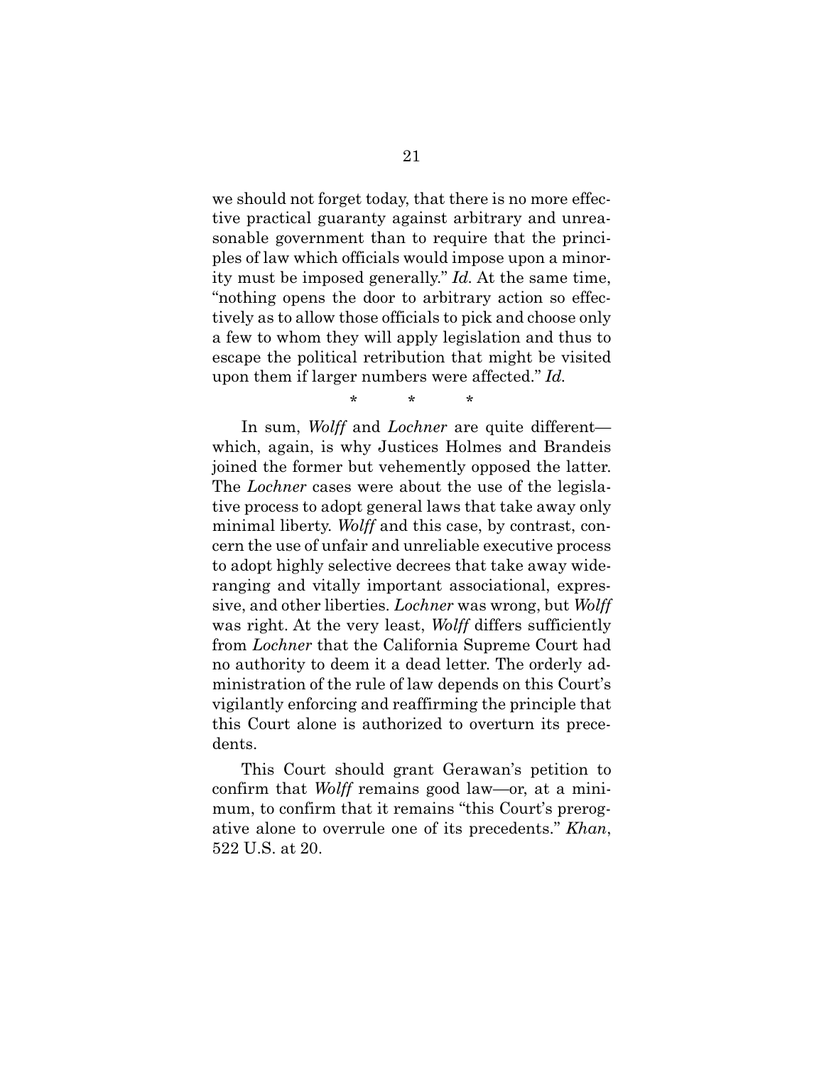we should not forget today, that there is no more effective practical guaranty against arbitrary and unreasonable government than to require that the principles of law which officials would impose upon a minority must be imposed generally." *Id.* At the same time, "nothing opens the door to arbitrary action so effectively as to allow those officials to pick and choose only a few to whom they will apply legislation and thus to escape the political retribution that might be visited upon them if larger numbers were affected." *Id.*

\* \* \*

In sum, *Wolff* and *Lochner* are quite different—which, again, is why Justices Holmes and Brandeis joined the former but vehemently opposed the latter. The *Lochner* cases were about the use of the legislative process to adopt general laws that take away only minimal liberty. *Wolff* and this case, by contrast, concern the use of unfair and unreliable executive process to adopt highly selective decrees that take away wide-ranging and vitally important associational, expressive, and other liberties. *Lochner* was wrong, but *Wolff* was right. At the very least, *Wolff* differs sufficiently from *Lochner* that the California Supreme Court had no authority to deem it a dead letter. The orderly administration of the rule of law depends on this Court's vigilantly enforcing and reaffirming the principle that this Court alone is authorized to overturn its precedents.

This Court should grant Gerawan's petition to confirm that *Wolff* remains good law—or, at a minimum, to confirm that it remains "this Court's prerogative alone to overrule one of its precedents." *Khan*, 522 U.S. at 20.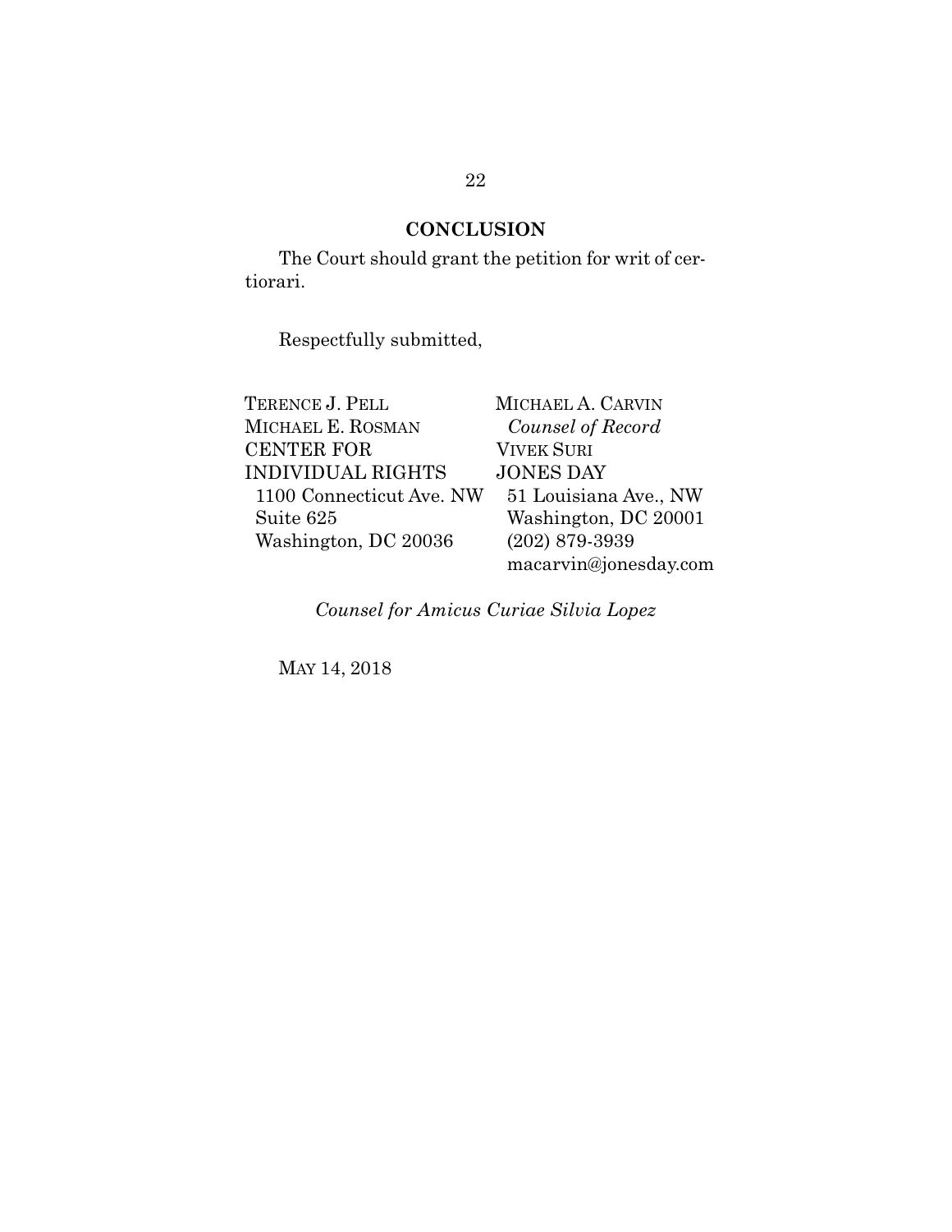## CONCLUSION

The Court should grant the petition for writ of certiorari.

Respectfully submitted,

TERENCE J. PELL
MICHAEL E. ROSMAN
CENTER FOR INDIVIDUAL RIGHTS
1100 Connecticut Ave. NW
Suite 625
Washington, DC 20036

MICHAEL A. CARVIN
*Counsel of Record*
VIVEK SURI
JONES DAY
51 Louisiana Ave., NW
Washington, DC 20001
(202) 879-3939
macarvin@jonesday.com

*Counsel for Amicus Curiae Silvia Lopez*

MAY 14, 2018